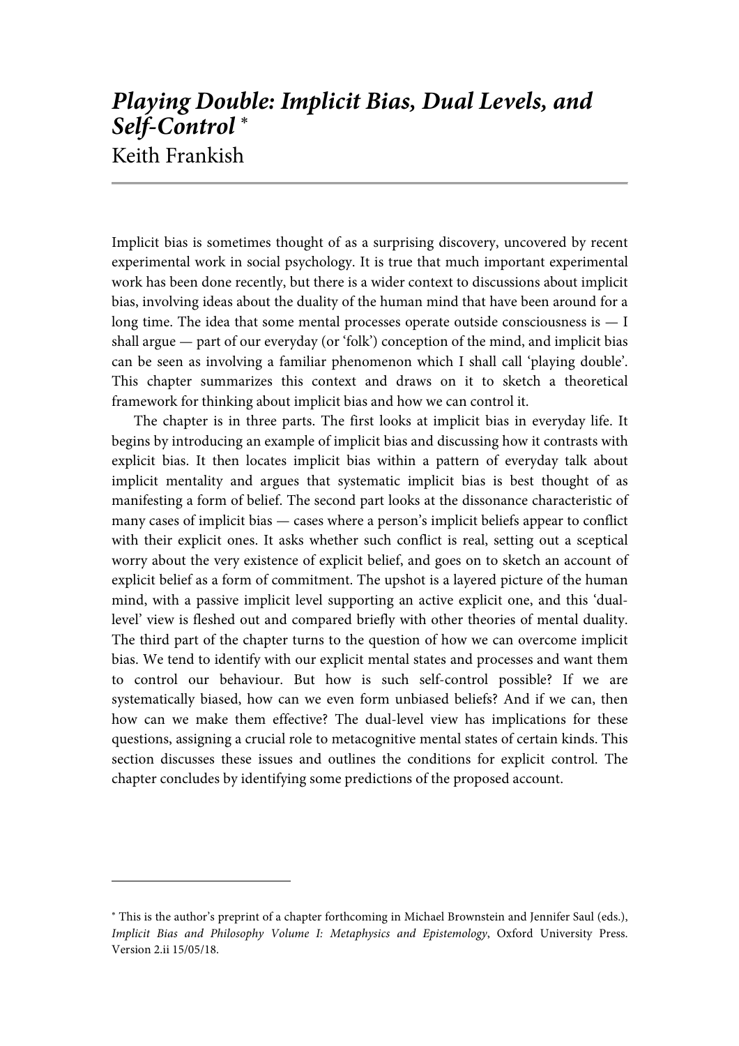# *Playing Double: Implicit Bias, Dual Levels, and Self-Control* [*]

Keith Frankish

Implicit bias is sometimes thought of as a surprising discovery, uncovered by recent experimental work in social psychology. It is true that much important experimental work has been done recently, but there is a wider context to discussions about implicit bias, involving ideas about the duality of the human mind that have been around for a long time. The idea that some mental processes operate outside consciousness is — I shall argue — part of our everyday (or 'folk') conception of the mind, and implicit bias can be seen as involving a familiar phenomenon which I shall call 'playing double'. This chapter summarizes this context and draws on it to sketch a theoretical framework for thinking about implicit bias and how we can control it.

The chapter is in three parts. The first looks at implicit bias in everyday life. It begins by introducing an example of implicit bias and discussing how it contrasts with explicit bias. It then locates implicit bias within a pattern of everyday talk about implicit mentality and argues that systematic implicit bias is best thought of as manifesting a form of belief. The second part looks at the dissonance characteristic of many cases of implicit bias — cases where a person's implicit beliefs appear to conflict with their explicit ones. It asks whether such conflict is real, setting out a sceptical worry about the very existence of explicit belief, and goes on to sketch an account of explicit belief as a form of commitment. The upshot is a layered picture of the human mind, with a passive implicit level supporting an active explicit one, and this 'dual-level' view is fleshed out and compared briefly with other theories of mental duality. The third part of the chapter turns to the question of how we can overcome implicit bias. We tend to identify with our explicit mental states and processes and want them to control our behaviour. But how is such self-control possible? If we are systematically biased, how can we even form unbiased beliefs? And if we can, then how can we make them effective? The dual-level view has implications for these questions, assigning a crucial role to metacognitive mental states of certain kinds. This section discusses these issues and outlines the conditions for explicit control. The chapter concludes by identifying some predictions of the proposed account.

---

[*] This is the author's preprint of a chapter forthcoming in Michael Brownstein and Jennifer Saul (eds.), *Implicit Bias and Philosophy Volume I: Metaphysics and Epistemology*, Oxford University Press. Version 2.ii 15/05/18.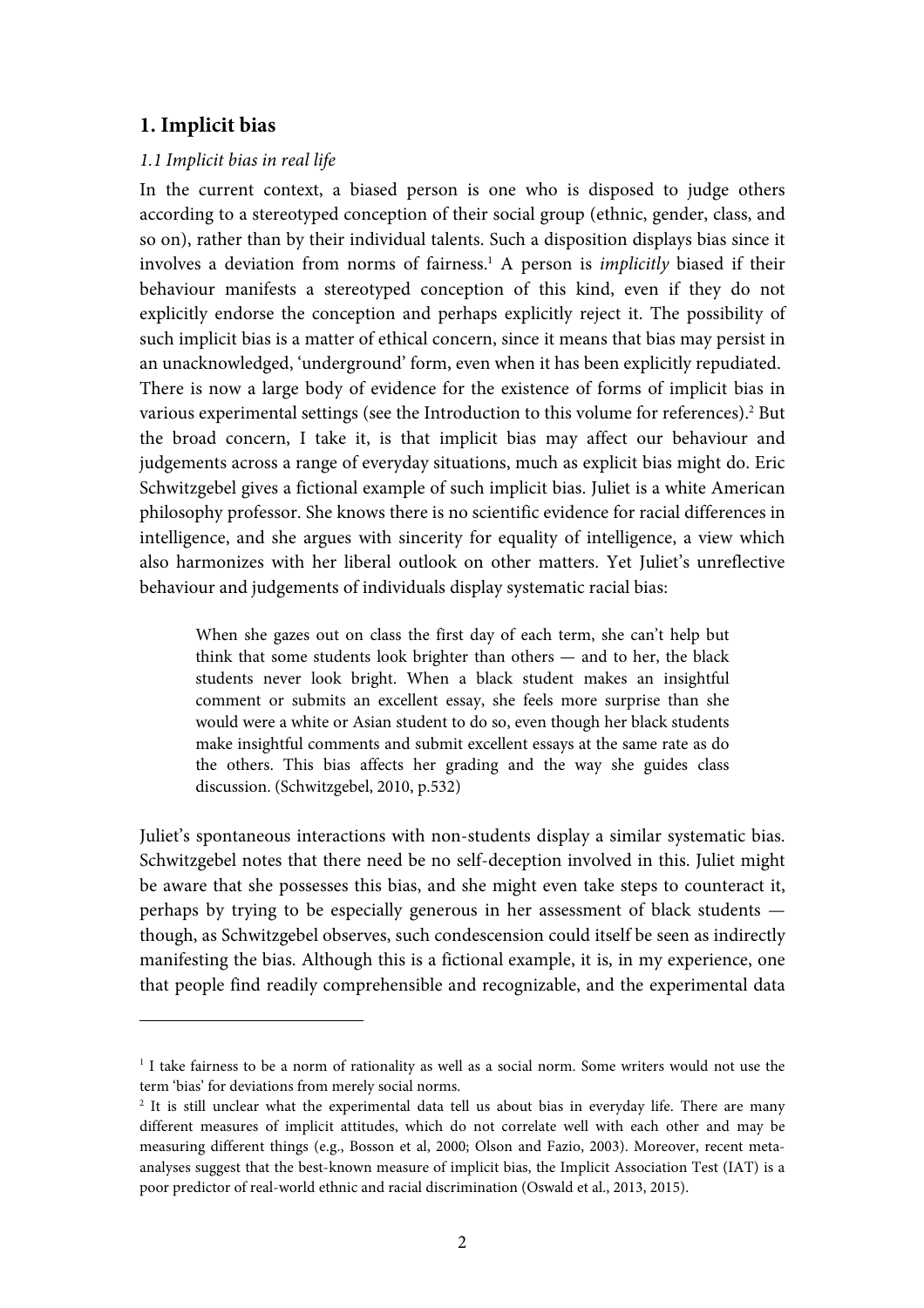## 1. Implicit bias

### *1.1 Implicit bias in real life*

In the current context, a biased person is one who is disposed to judge others according to a stereotyped conception of their social group (ethnic, gender, class, and so on), rather than by their individual talents. Such a disposition displays bias since it involves a deviation from norms of fairness.[1] A person is *implicitly* biased if their behaviour manifests a stereotyped conception of this kind, even if they do not explicitly endorse the conception and perhaps explicitly reject it. The possibility of such implicit bias is a matter of ethical concern, since it means that bias may persist in an unacknowledged, 'underground' form, even when it has been explicitly repudiated.

There is now a large body of evidence for the existence of forms of implicit bias in various experimental settings (see the Introduction to this volume for references).[2] But the broad concern, I take it, is that implicit bias may affect our behaviour and judgements across a range of everyday situations, much as explicit bias might do. Eric Schwitzgebel gives a fictional example of such implicit bias. Juliet is a white American philosophy professor. She knows there is no scientific evidence for racial differences in intelligence, and she argues with sincerity for equality of intelligence, a view which also harmonizes with her liberal outlook on other matters. Yet Juliet's unreflective behaviour and judgements of individuals display systematic racial bias:

> When she gazes out on class the first day of each term, she can't help but think that some students look brighter than others — and to her, the black students never look bright. When a black student makes an insightful comment or submits an excellent essay, she feels more surprise than she would were a white or Asian student to do so, even though her black students make insightful comments and submit excellent essays at the same rate as do the others. This bias affects her grading and the way she guides class discussion. (Schwitzgebel, 2010, p.532)

Juliet's spontaneous interactions with non-students display a similar systematic bias. Schwitzgebel notes that there need be no self-deception involved in this. Juliet might be aware that she possesses this bias, and she might even take steps to counteract it, perhaps by trying to be especially generous in her assessment of black students — though, as Schwitzgebel observes, such condescension could itself be seen as indirectly manifesting the bias. Although this is a fictional example, it is, in my experience, one that people find readily comprehensible and recognizable, and the experimental data

---

[1] I take fairness to be a norm of rationality as well as a social norm. Some writers would not use the term 'bias' for deviations from merely social norms.

[2] It is still unclear what the experimental data tell us about bias in everyday life. There are many different measures of implicit attitudes, which do not correlate well with each other and may be measuring different things (e.g., Bosson et al, 2000; Olson and Fazio, 2003). Moreover, recent meta-analyses suggest that the best-known measure of implicit bias, the Implicit Association Test (IAT) is a poor predictor of real-world ethnic and racial discrimination (Oswald et al., 2013, 2015).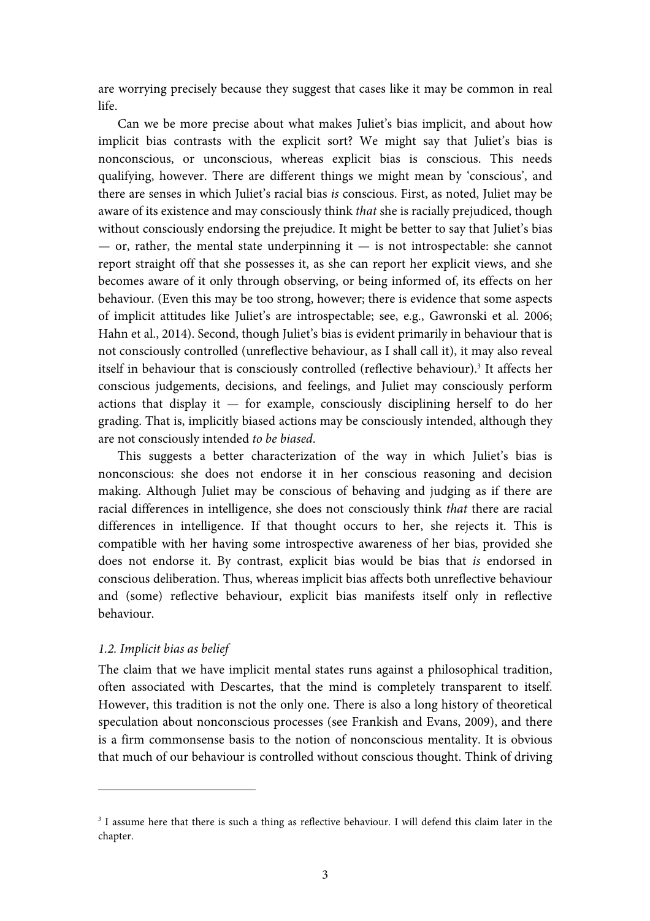are worrying precisely because they suggest that cases like it may be common in real life.

Can we be more precise about what makes Juliet's bias implicit, and about how implicit bias contrasts with the explicit sort? We might say that Juliet's bias is nonconscious, or unconscious, whereas explicit bias is conscious. This needs qualifying, however. There are different things we might mean by 'conscious', and there are senses in which Juliet's racial bias *is* conscious. First, as noted, Juliet may be aware of its existence and may consciously think *that* she is racially prejudiced, though without consciously endorsing the prejudice. It might be better to say that Juliet's bias — or, rather, the mental state underpinning it — is not introspectable: she cannot report straight off that she possesses it, as she can report her explicit views, and she becomes aware of it only through observing, or being informed of, its effects on her behaviour. (Even this may be too strong, however; there is evidence that some aspects of implicit attitudes like Juliet's are introspectable; see, e.g., Gawronski et al. 2006; Hahn et al., 2014). Second, though Juliet's bias is evident primarily in behaviour that is not consciously controlled (unreflective behaviour, as I shall call it), it may also reveal itself in behaviour that is consciously controlled (reflective behaviour).[3] It affects her conscious judgements, decisions, and feelings, and Juliet may consciously perform actions that display it — for example, consciously disciplining herself to do her grading. That is, implicitly biased actions may be consciously intended, although they are not consciously intended *to be biased*.

This suggests a better characterization of the way in which Juliet's bias is nonconscious: she does not endorse it in her conscious reasoning and decision making. Although Juliet may be conscious of behaving and judging as if there are racial differences in intelligence, she does not consciously think *that* there are racial differences in intelligence. If that thought occurs to her, she rejects it. This is compatible with her having some introspective awareness of her bias, provided she does not endorse it. By contrast, explicit bias would be bias that *is* endorsed in conscious deliberation. Thus, whereas implicit bias affects both unreflective behaviour and (some) reflective behaviour, explicit bias manifests itself only in reflective behaviour.

### *1.2. Implicit bias as belief*

The claim that we have implicit mental states runs against a philosophical tradition, often associated with Descartes, that the mind is completely transparent to itself. However, this tradition is not the only one. There is also a long history of theoretical speculation about nonconscious processes (see Frankish and Evans, 2009), and there is a firm commonsense basis to the notion of nonconscious mentality. It is obvious that much of our behaviour is controlled without conscious thought. Think of driving

---

[3] I assume here that there is such a thing as reflective behaviour. I will defend this claim later in the chapter.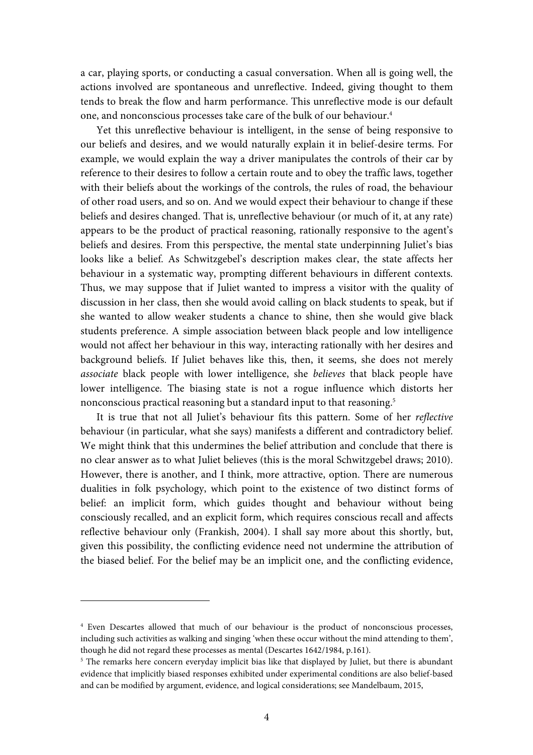a car, playing sports, or conducting a casual conversation. When all is going well, the actions involved are spontaneous and unreflective. Indeed, giving thought to them tends to break the flow and harm performance. This unreflective mode is our default one, and nonconscious processes take care of the bulk of our behaviour.[4]

Yet this unreflective behaviour is intelligent, in the sense of being responsive to our beliefs and desires, and we would naturally explain it in belief-desire terms. For example, we would explain the way a driver manipulates the controls of their car by reference to their desires to follow a certain route and to obey the traffic laws, together with their beliefs about the workings of the controls, the rules of road, the behaviour of other road users, and so on. And we would expect their behaviour to change if these beliefs and desires changed. That is, unreflective behaviour (or much of it, at any rate) appears to be the product of practical reasoning, rationally responsive to the agent's beliefs and desires. From this perspective, the mental state underpinning Juliet's bias looks like a belief. As Schwitzgebel's description makes clear, the state affects her behaviour in a systematic way, prompting different behaviours in different contexts. Thus, we may suppose that if Juliet wanted to impress a visitor with the quality of discussion in her class, then she would avoid calling on black students to speak, but if she wanted to allow weaker students a chance to shine, then she would give black students preference. A simple association between black people and low intelligence would not affect her behaviour in this way, interacting rationally with her desires and background beliefs. If Juliet behaves like this, then, it seems, she does not merely *associate* black people with lower intelligence, she *believes* that black people have lower intelligence. The biasing state is not a rogue influence which distorts her nonconscious practical reasoning but a standard input to that reasoning.[5]

It is true that not all Juliet's behaviour fits this pattern. Some of her *reflective* behaviour (in particular, what she says) manifests a different and contradictory belief. We might think that this undermines the belief attribution and conclude that there is no clear answer as to what Juliet believes (this is the moral Schwitzgebel draws; 2010). However, there is another, and I think, more attractive, option. There are numerous dualities in folk psychology, which point to the existence of two distinct forms of belief: an implicit form, which guides thought and behaviour without being consciously recalled, and an explicit form, which requires conscious recall and affects reflective behaviour only (Frankish, 2004). I shall say more about this shortly, but, given this possibility, the conflicting evidence need not undermine the attribution of the biased belief. For the belief may be an implicit one, and the conflicting evidence,

---

[4] Even Descartes allowed that much of our behaviour is the product of nonconscious processes, including such activities as walking and singing 'when these occur without the mind attending to them', though he did not regard these processes as mental (Descartes 1642/1984, p.161).

[5] The remarks here concern everyday implicit bias like that displayed by Juliet, but there is abundant evidence that implicitly biased responses exhibited under experimental conditions are also belief-based and can be modified by argument, evidence, and logical considerations; see Mandelbaum, 2015,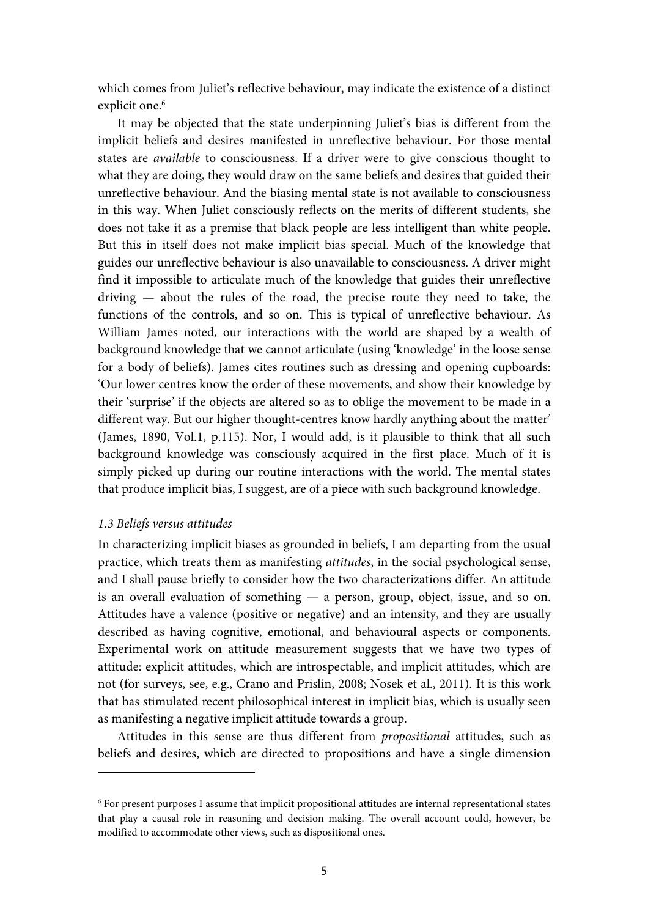which comes from Juliet's reflective behaviour, may indicate the existence of a distinct explicit one.[6]

It may be objected that the state underpinning Juliet's bias is different from the implicit beliefs and desires manifested in unreflective behaviour. For those mental states are *available* to consciousness. If a driver were to give conscious thought to what they are doing, they would draw on the same beliefs and desires that guided their unreflective behaviour. And the biasing mental state is not available to consciousness in this way. When Juliet consciously reflects on the merits of different students, she does not take it as a premise that black people are less intelligent than white people. But this in itself does not make implicit bias special. Much of the knowledge that guides our unreflective behaviour is also unavailable to consciousness. A driver might find it impossible to articulate much of the knowledge that guides their unreflective driving — about the rules of the road, the precise route they need to take, the functions of the controls, and so on. This is typical of unreflective behaviour. As William James noted, our interactions with the world are shaped by a wealth of background knowledge that we cannot articulate (using 'knowledge' in the loose sense for a body of beliefs). James cites routines such as dressing and opening cupboards: 'Our lower centres know the order of these movements, and show their knowledge by their 'surprise' if the objects are altered so as to oblige the movement to be made in a different way. But our higher thought-centres know hardly anything about the matter' (James, 1890, Vol.1, p.115). Nor, I would add, is it plausible to think that all such background knowledge was consciously acquired in the first place. Much of it is simply picked up during our routine interactions with the world. The mental states that produce implicit bias, I suggest, are of a piece with such background knowledge.

### *1.3 Beliefs versus attitudes*

In characterizing implicit biases as grounded in beliefs, I am departing from the usual practice, which treats them as manifesting *attitudes*, in the social psychological sense, and I shall pause briefly to consider how the two characterizations differ. An attitude is an overall evaluation of something — a person, group, object, issue, and so on. Attitudes have a valence (positive or negative) and an intensity, and they are usually described as having cognitive, emotional, and behavioural aspects or components. Experimental work on attitude measurement suggests that we have two types of attitude: explicit attitudes, which are introspectable, and implicit attitudes, which are not (for surveys, see, e.g., Crano and Prislin, 2008; Nosek et al., 2011). It is this work that has stimulated recent philosophical interest in implicit bias, which is usually seen as manifesting a negative implicit attitude towards a group.

Attitudes in this sense are thus different from *propositional* attitudes, such as beliefs and desires, which are directed to propositions and have a single dimension

---

[6] For present purposes I assume that implicit propositional attitudes are internal representational states that play a causal role in reasoning and decision making. The overall account could, however, be modified to accommodate other views, such as dispositional ones.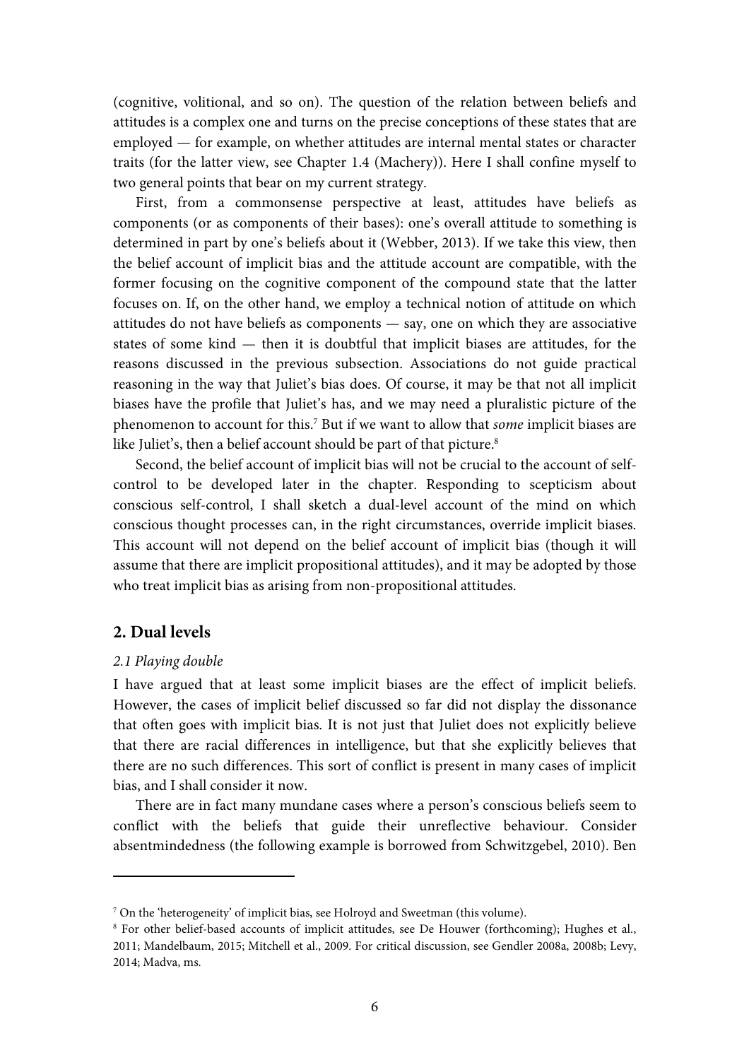(cognitive, volitional, and so on). The question of the relation between beliefs and attitudes is a complex one and turns on the precise conceptions of these states that are employed — for example, on whether attitudes are internal mental states or character traits (for the latter view, see Chapter 1.4 (Machery)). Here I shall confine myself to two general points that bear on my current strategy.

First, from a commonsense perspective at least, attitudes have beliefs as components (or as components of their bases): one's overall attitude to something is determined in part by one's beliefs about it (Webber, 2013). If we take this view, then the belief account of implicit bias and the attitude account are compatible, with the former focusing on the cognitive component of the compound state that the latter focuses on. If, on the other hand, we employ a technical notion of attitude on which attitudes do not have beliefs as components — say, one on which they are associative states of some kind — then it is doubtful that implicit biases are attitudes, for the reasons discussed in the previous subsection. Associations do not guide practical reasoning in the way that Juliet's bias does. Of course, it may be that not all implicit biases have the profile that Juliet's has, and we may need a pluralistic picture of the phenomenon to account for this.[7] But if we want to allow that *some* implicit biases are like Juliet's, then a belief account should be part of that picture.[8]

Second, the belief account of implicit bias will not be crucial to the account of self-control to be developed later in the chapter. Responding to scepticism about conscious self-control, I shall sketch a dual-level account of the mind on which conscious thought processes can, in the right circumstances, override implicit biases. This account will not depend on the belief account of implicit bias (though it will assume that there are implicit propositional attitudes), and it may be adopted by those who treat implicit bias as arising from non-propositional attitudes.

## 2. Dual levels

### *2.1 Playing double*

I have argued that at least some implicit biases are the effect of implicit beliefs. However, the cases of implicit belief discussed so far did not display the dissonance that often goes with implicit bias. It is not just that Juliet does not explicitly believe that there are racial differences in intelligence, but that she explicitly believes that there are no such differences. This sort of conflict is present in many cases of implicit bias, and I shall consider it now.

There are in fact many mundane cases where a person's conscious beliefs seem to conflict with the beliefs that guide their unreflective behaviour. Consider absentmindedness (the following example is borrowed from Schwitzgebel, 2010). Ben

---

[7] On the 'heterogeneity' of implicit bias, see Holroyd and Sweetman (this volume).

[8] For other belief-based accounts of implicit attitudes, see De Houwer (forthcoming); Hughes et al., 2011; Mandelbaum, 2015; Mitchell et al., 2009. For critical discussion, see Gendler 2008a, 2008b; Levy, 2014; Madva, ms.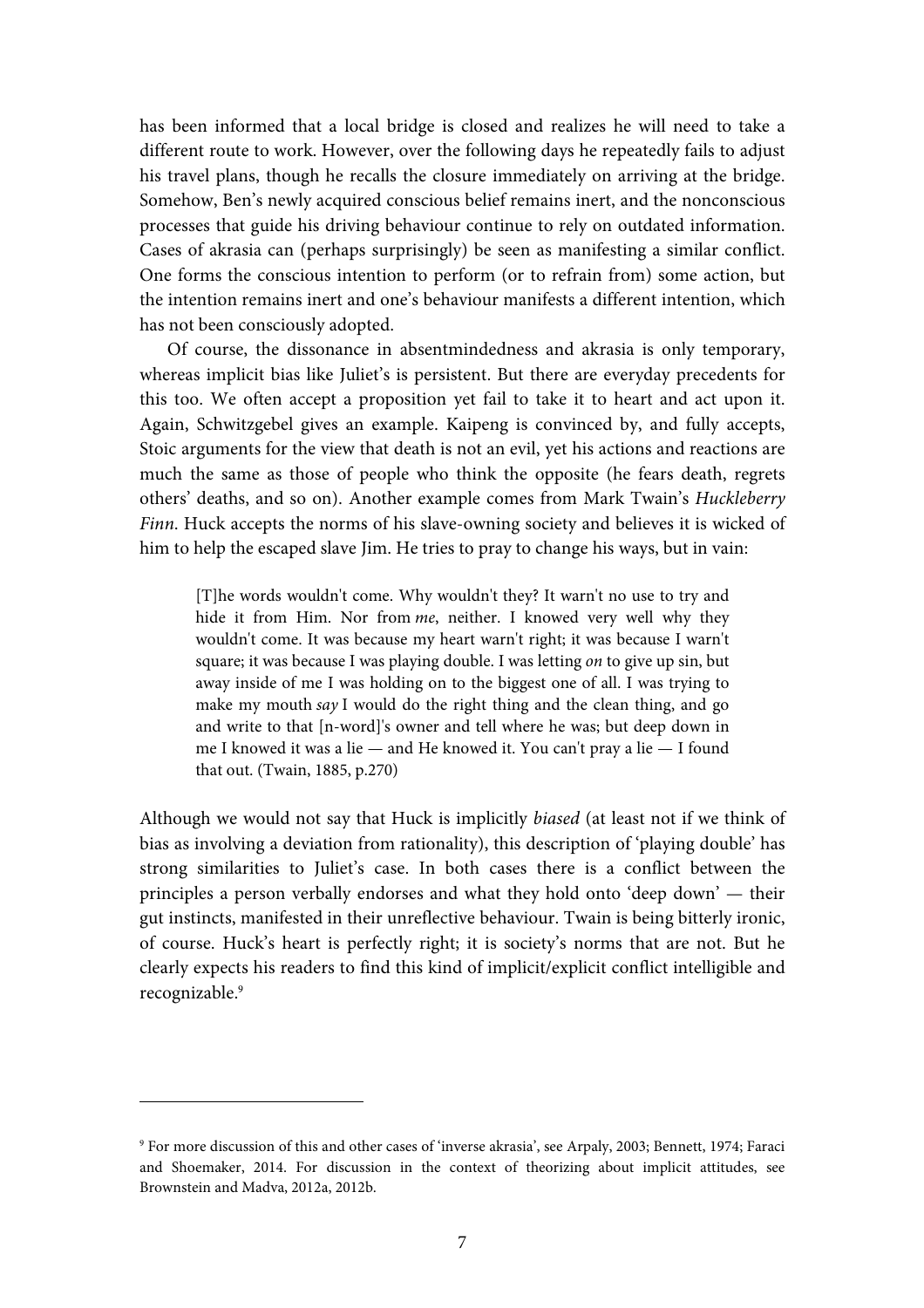has been informed that a local bridge is closed and realizes he will need to take a different route to work. However, over the following days he repeatedly fails to adjust his travel plans, though he recalls the closure immediately on arriving at the bridge. Somehow, Ben's newly acquired conscious belief remains inert, and the nonconscious processes that guide his driving behaviour continue to rely on outdated information. Cases of akrasia can (perhaps surprisingly) be seen as manifesting a similar conflict. One forms the conscious intention to perform (or to refrain from) some action, but the intention remains inert and one's behaviour manifests a different intention, which has not been consciously adopted.

Of course, the dissonance in absentmindedness and akrasia is only temporary, whereas implicit bias like Juliet's is persistent. But there are everyday precedents for this too. We often accept a proposition yet fail to take it to heart and act upon it. Again, Schwitzgebel gives an example. Kaipeng is convinced by, and fully accepts, Stoic arguments for the view that death is not an evil, yet his actions and reactions are much the same as those of people who think the opposite (he fears death, regrets others' deaths, and so on). Another example comes from Mark Twain's *Huckleberry Finn*. Huck accepts the norms of his slave-owning society and believes it is wicked of him to help the escaped slave Jim. He tries to pray to change his ways, but in vain:

> [T]he words wouldn't come. Why wouldn't they? It warn't no use to try and hide it from Him. Nor from *me*, neither. I knowed very well why they wouldn't come. It was because my heart warn't right; it was because I warn't square; it was because I was playing double. I was letting *on* to give up sin, but away inside of me I was holding on to the biggest one of all. I was trying to make my mouth *say* I would do the right thing and the clean thing, and go and write to that [n-word]'s owner and tell where he was; but deep down in me I knowed it was a lie — and He knowed it. You can't pray a lie — I found that out. (Twain, 1885, p.270)

Although we would not say that Huck is implicitly *biased* (at least not if we think of bias as involving a deviation from rationality), this description of 'playing double' has strong similarities to Juliet's case. In both cases there is a conflict between the principles a person verbally endorses and what they hold onto 'deep down' — their gut instincts, manifested in their unreflective behaviour. Twain is being bitterly ironic, of course. Huck's heart is perfectly right; it is society's norms that are not. But he clearly expects his readers to find this kind of implicit/explicit conflict intelligible and recognizable.[9]

---

[9] For more discussion of this and other cases of 'inverse akrasia', see Arpaly, 2003; Bennett, 1974; Faraci and Shoemaker, 2014. For discussion in the context of theorizing about implicit attitudes, see Brownstein and Madva, 2012a, 2012b.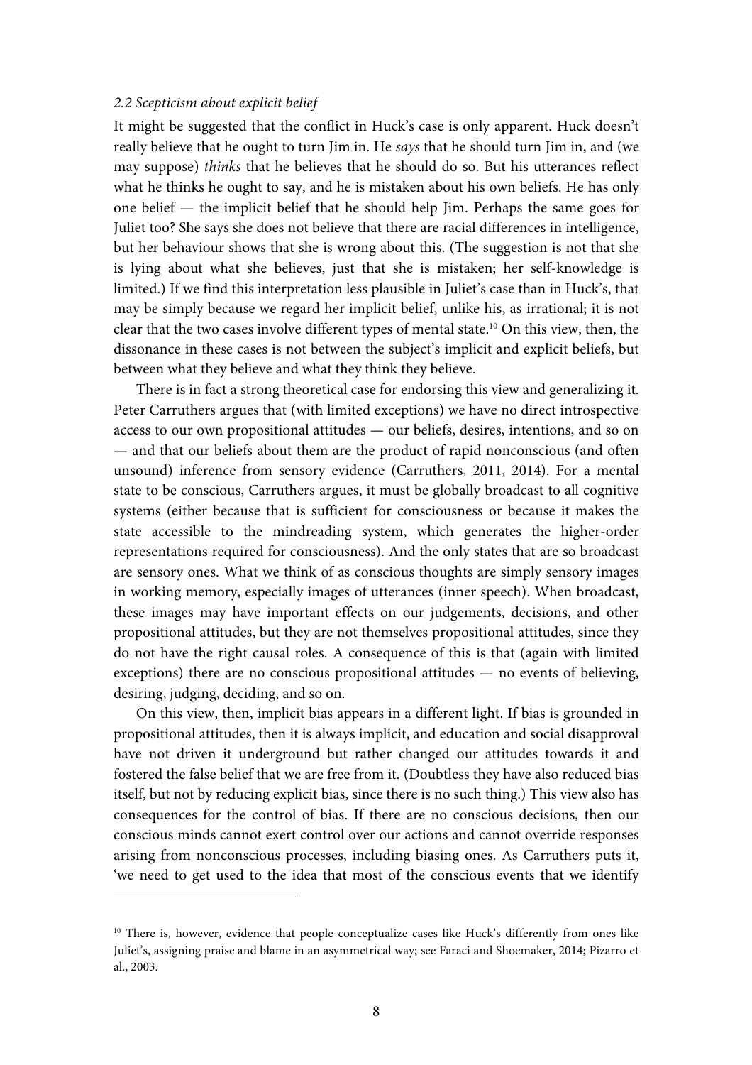### *2.2 Scepticism about explicit belief*

It might be suggested that the conflict in Huck's case is only apparent. Huck doesn't really believe that he ought to turn Jim in. He *says* that he should turn Jim in, and (we may suppose) *thinks* that he believes that he should do so. But his utterances reflect what he thinks he ought to say, and he is mistaken about his own beliefs. He has only one belief — the implicit belief that he should help Jim. Perhaps the same goes for Juliet too? She says she does not believe that there are racial differences in intelligence, but her behaviour shows that she is wrong about this. (The suggestion is not that she is lying about what she believes, just that she is mistaken; her self-knowledge is limited.) If we find this interpretation less plausible in Juliet's case than in Huck's, that may be simply because we regard her implicit belief, unlike his, as irrational; it is not clear that the two cases involve different types of mental state.[10] On this view, then, the dissonance in these cases is not between the subject's implicit and explicit beliefs, but between what they believe and what they think they believe.

There is in fact a strong theoretical case for endorsing this view and generalizing it. Peter Carruthers argues that (with limited exceptions) we have no direct introspective access to our own propositional attitudes — our beliefs, desires, intentions, and so on — and that our beliefs about them are the product of rapid nonconscious (and often unsound) inference from sensory evidence (Carruthers, 2011, 2014). For a mental state to be conscious, Carruthers argues, it must be globally broadcast to all cognitive systems (either because that is sufficient for consciousness or because it makes the state accessible to the mindreading system, which generates the higher-order representations required for consciousness). And the only states that are so broadcast are sensory ones. What we think of as conscious thoughts are simply sensory images in working memory, especially images of utterances (inner speech). When broadcast, these images may have important effects on our judgements, decisions, and other propositional attitudes, but they are not themselves propositional attitudes, since they do not have the right causal roles. A consequence of this is that (again with limited exceptions) there are no conscious propositional attitudes — no events of believing, desiring, judging, deciding, and so on.

On this view, then, implicit bias appears in a different light. If bias is grounded in propositional attitudes, then it is always implicit, and education and social disapproval have not driven it underground but rather changed our attitudes towards it and fostered the false belief that we are free from it. (Doubtless they have also reduced bias itself, but not by reducing explicit bias, since there is no such thing.) This view also has consequences for the control of bias. If there are no conscious decisions, then our conscious minds cannot exert control over our actions and cannot override responses arising from nonconscious processes, including biasing ones. As Carruthers puts it, 'we need to get used to the idea that most of the conscious events that we identify

[10] There is, however, evidence that people conceptualize cases like Huck's differently from ones like Juliet's, assigning praise and blame in an asymmetrical way; see Faraci and Shoemaker, 2014; Pizarro et al., 2003.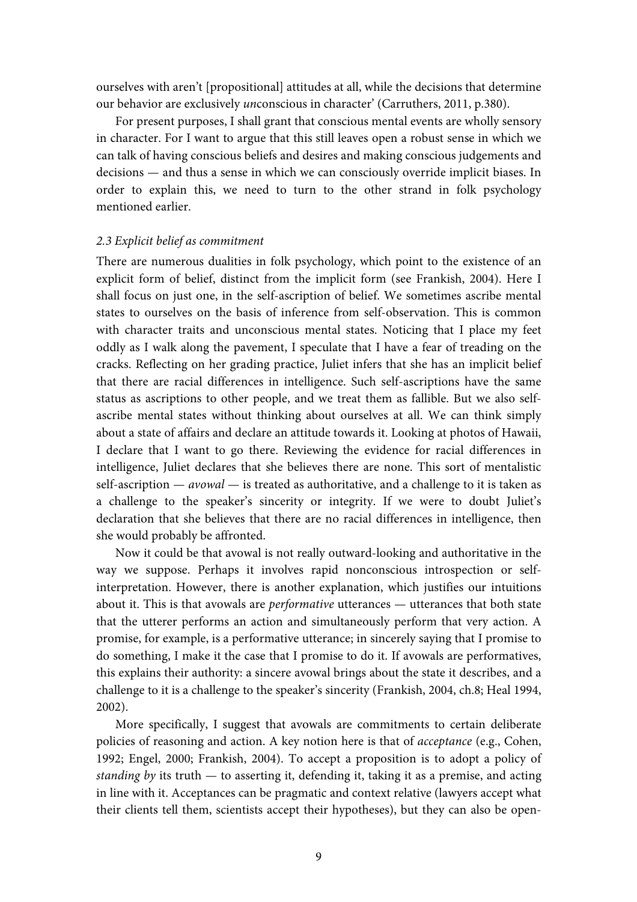ourselves with aren't [propositional] attitudes at all, while the decisions that determine our behavior are exclusively *un*conscious in character' (Carruthers, 2011, p.380).

For present purposes, I shall grant that conscious mental events are wholly sensory in character. For I want to argue that this still leaves open a robust sense in which we can talk of having conscious beliefs and desires and making conscious judgements and decisions — and thus a sense in which we can consciously override implicit biases. In order to explain this, we need to turn to the other strand in folk psychology mentioned earlier.

### *2.3 Explicit belief as commitment*

There are numerous dualities in folk psychology, which point to the existence of an explicit form of belief, distinct from the implicit form (see Frankish, 2004). Here I shall focus on just one, in the self-ascription of belief. We sometimes ascribe mental states to ourselves on the basis of inference from self-observation. This is common with character traits and unconscious mental states. Noticing that I place my feet oddly as I walk along the pavement, I speculate that I have a fear of treading on the cracks. Reflecting on her grading practice, Juliet infers that she has an implicit belief that there are racial differences in intelligence. Such self-ascriptions have the same status as ascriptions to other people, and we treat them as fallible. But we also self-ascribe mental states without thinking about ourselves at all. We can think simply about a state of affairs and declare an attitude towards it. Looking at photos of Hawaii, I declare that I want to go there. Reviewing the evidence for racial differences in intelligence, Juliet declares that she believes there are none. This sort of mentalistic self-ascription — *avowal* — is treated as authoritative, and a challenge to it is taken as a challenge to the speaker's sincerity or integrity. If we were to doubt Juliet's declaration that she believes that there are no racial differences in intelligence, then she would probably be affronted.

Now it could be that avowal is not really outward-looking and authoritative in the way we suppose. Perhaps it involves rapid nonconscious introspection or self-interpretation. However, there is another explanation, which justifies our intuitions about it. This is that avowals are *performative* utterances — utterances that both state that the utterer performs an action and simultaneously perform that very action. A promise, for example, is a performative utterance; in sincerely saying that I promise to do something, I make it the case that I promise to do it. If avowals are performatives, this explains their authority: a sincere avowal brings about the state it describes, and a challenge to it is a challenge to the speaker's sincerity (Frankish, 2004, ch.8; Heal 1994, 2002).

More specifically, I suggest that avowals are commitments to certain deliberate policies of reasoning and action. A key notion here is that of *acceptance* (e.g., Cohen, 1992; Engel, 2000; Frankish, 2004). To accept a proposition is to adopt a policy of *standing by* its truth — to asserting it, defending it, taking it as a premise, and acting in line with it. Acceptances can be pragmatic and context relative (lawyers accept what their clients tell them, scientists accept their hypotheses), but they can also be open-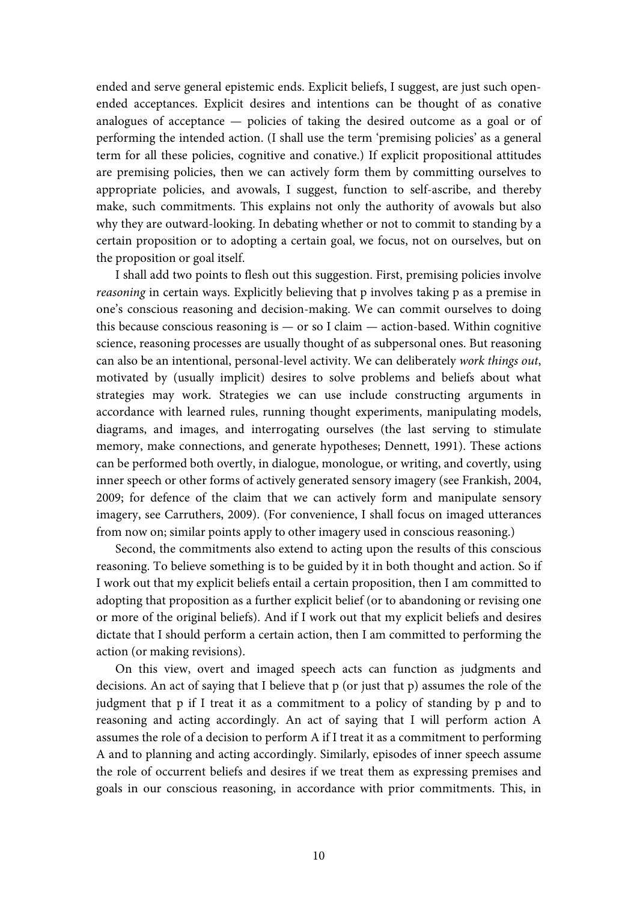ended and serve general epistemic ends. Explicit beliefs, I suggest, are just such open-ended acceptances. Explicit desires and intentions can be thought of as conative analogues of acceptance — policies of taking the desired outcome as a goal or of performing the intended action. (I shall use the term 'premising policies' as a general term for all these policies, cognitive and conative.) If explicit propositional attitudes are premising policies, then we can actively form them by committing ourselves to appropriate policies, and avowals, I suggest, function to self-ascribe, and thereby make, such commitments. This explains not only the authority of avowals but also why they are outward-looking. In debating whether or not to commit to standing by a certain proposition or to adopting a certain goal, we focus, not on ourselves, but on the proposition or goal itself.

I shall add two points to flesh out this suggestion. First, premising policies involve *reasoning* in certain ways. Explicitly believing that p involves taking p as a premise in one's conscious reasoning and decision-making. We can commit ourselves to doing this because conscious reasoning is — or so I claim — action-based. Within cognitive science, reasoning processes are usually thought of as subpersonal ones. But reasoning can also be an intentional, personal-level activity. We can deliberately *work things out*, motivated by (usually implicit) desires to solve problems and beliefs about what strategies may work. Strategies we can use include constructing arguments in accordance with learned rules, running thought experiments, manipulating models, diagrams, and images, and interrogating ourselves (the last serving to stimulate memory, make connections, and generate hypotheses; Dennett, 1991). These actions can be performed both overtly, in dialogue, monologue, or writing, and covertly, using inner speech or other forms of actively generated sensory imagery (see Frankish, 2004, 2009; for defence of the claim that we can actively form and manipulate sensory imagery, see Carruthers, 2009). (For convenience, I shall focus on imaged utterances from now on; similar points apply to other imagery used in conscious reasoning.)

Second, the commitments also extend to acting upon the results of this conscious reasoning. To believe something is to be guided by it in both thought and action. So if I work out that my explicit beliefs entail a certain proposition, then I am committed to adopting that proposition as a further explicit belief (or to abandoning or revising one or more of the original beliefs). And if I work out that my explicit beliefs and desires dictate that I should perform a certain action, then I am committed to performing the action (or making revisions).

On this view, overt and imaged speech acts can function as judgments and decisions. An act of saying that I believe that p (or just that p) assumes the role of the judgment that p if I treat it as a commitment to a policy of standing by p and to reasoning and acting accordingly. An act of saying that I will perform action A assumes the role of a decision to perform A if I treat it as a commitment to performing A and to planning and acting accordingly. Similarly, episodes of inner speech assume the role of occurrent beliefs and desires if we treat them as expressing premises and goals in our conscious reasoning, in accordance with prior commitments. This, in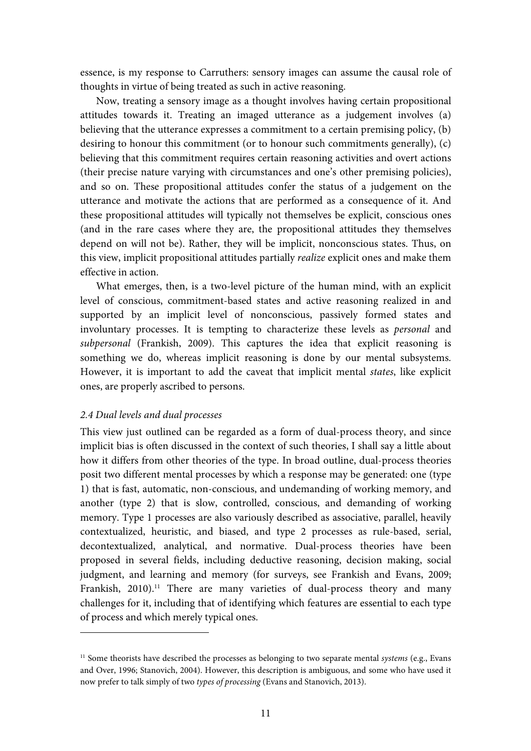essence, is my response to Carruthers: sensory images can assume the causal role of thoughts in virtue of being treated as such in active reasoning.

Now, treating a sensory image as a thought involves having certain propositional attitudes towards it. Treating an imaged utterance as a judgement involves (a) believing that the utterance expresses a commitment to a certain premising policy, (b) desiring to honour this commitment (or to honour such commitments generally), (c) believing that this commitment requires certain reasoning activities and overt actions (their precise nature varying with circumstances and one's other premising policies), and so on. These propositional attitudes confer the status of a judgement on the utterance and motivate the actions that are performed as a consequence of it. And these propositional attitudes will typically not themselves be explicit, conscious ones (and in the rare cases where they are, the propositional attitudes they themselves depend on will not be). Rather, they will be implicit, nonconscious states. Thus, on this view, implicit propositional attitudes partially *realize* explicit ones and make them effective in action.

What emerges, then, is a two-level picture of the human mind, with an explicit level of conscious, commitment-based states and active reasoning realized in and supported by an implicit level of nonconscious, passively formed states and involuntary processes. It is tempting to characterize these levels as *personal* and *subpersonal* (Frankish, 2009). This captures the idea that explicit reasoning is something we do, whereas implicit reasoning is done by our mental subsystems. However, it is important to add the caveat that implicit mental *states*, like explicit ones, are properly ascribed to persons.

### *2.4 Dual levels and dual processes*

This view just outlined can be regarded as a form of dual-process theory, and since implicit bias is often discussed in the context of such theories, I shall say a little about how it differs from other theories of the type. In broad outline, dual-process theories posit two different mental processes by which a response may be generated: one (type 1) that is fast, automatic, non-conscious, and undemanding of working memory, and another (type 2) that is slow, controlled, conscious, and demanding of working memory. Type 1 processes are also variously described as associative, parallel, heavily contextualized, heuristic, and biased, and type 2 processes as rule-based, serial, decontextualized, analytical, and normative. Dual-process theories have been proposed in several fields, including deductive reasoning, decision making, social judgment, and learning and memory (for surveys, see Frankish and Evans, 2009; Frankish, 2010).[11] There are many varieties of dual-process theory and many challenges for it, including that of identifying which features are essential to each type of process and which merely typical ones.

---

[11] Some theorists have described the processes as belonging to two separate mental *systems* (e.g., Evans and Over, 1996; Stanovich, 2004). However, this description is ambiguous, and some who have used it now prefer to talk simply of two *types of processing* (Evans and Stanovich, 2013).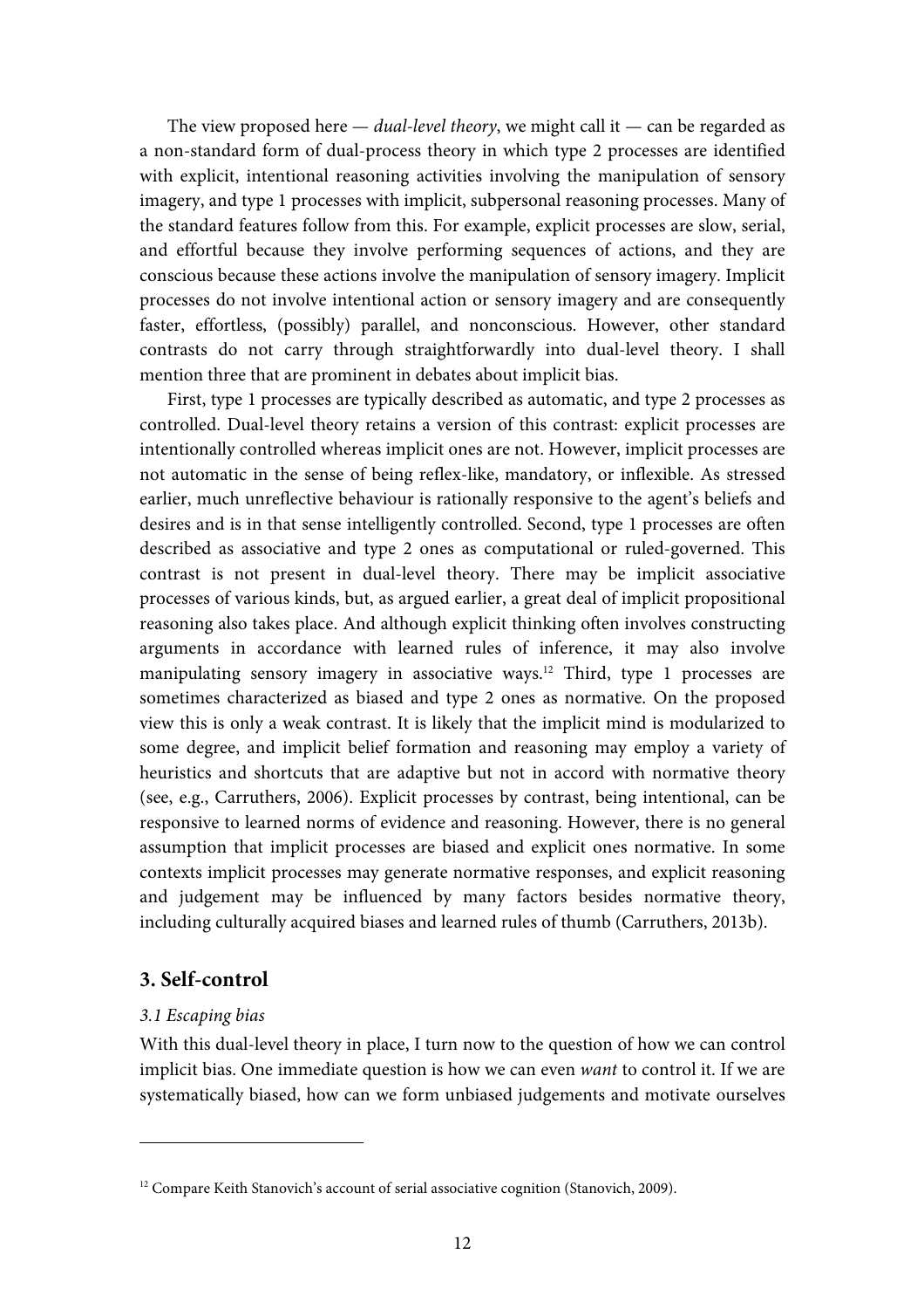The view proposed here — *dual-level theory*, we might call it — can be regarded as a non-standard form of dual-process theory in which type 2 processes are identified with explicit, intentional reasoning activities involving the manipulation of sensory imagery, and type 1 processes with implicit, subpersonal reasoning processes. Many of the standard features follow from this. For example, explicit processes are slow, serial, and effortful because they involve performing sequences of actions, and they are conscious because these actions involve the manipulation of sensory imagery. Implicit processes do not involve intentional action or sensory imagery and are consequently faster, effortless, (possibly) parallel, and nonconscious. However, other standard contrasts do not carry through straightforwardly into dual-level theory. I shall mention three that are prominent in debates about implicit bias.

First, type 1 processes are typically described as automatic, and type 2 processes as controlled. Dual-level theory retains a version of this contrast: explicit processes are intentionally controlled whereas implicit ones are not. However, implicit processes are not automatic in the sense of being reflex-like, mandatory, or inflexible. As stressed earlier, much unreflective behaviour is rationally responsive to the agent's beliefs and desires and is in that sense intelligently controlled. Second, type 1 processes are often described as associative and type 2 ones as computational or ruled-governed. This contrast is not present in dual-level theory. There may be implicit associative processes of various kinds, but, as argued earlier, a great deal of implicit propositional reasoning also takes place. And although explicit thinking often involves constructing arguments in accordance with learned rules of inference, it may also involve manipulating sensory imagery in associative ways.[12] Third, type 1 processes are sometimes characterized as biased and type 2 ones as normative. On the proposed view this is only a weak contrast. It is likely that the implicit mind is modularized to some degree, and implicit belief formation and reasoning may employ a variety of heuristics and shortcuts that are adaptive but not in accord with normative theory (see, e.g., Carruthers, 2006). Explicit processes by contrast, being intentional, can be responsive to learned norms of evidence and reasoning. However, there is no general assumption that implicit processes are biased and explicit ones normative. In some contexts implicit processes may generate normative responses, and explicit reasoning and judgement may be influenced by many factors besides normative theory, including culturally acquired biases and learned rules of thumb (Carruthers, 2013b).

## 3. Self-control

### *3.1 Escaping bias*

With this dual-level theory in place, I turn now to the question of how we can control implicit bias. One immediate question is how we can even *want* to control it. If we are systematically biased, how can we form unbiased judgements and motivate ourselves

[12] Compare Keith Stanovich's account of serial associative cognition (Stanovich, 2009).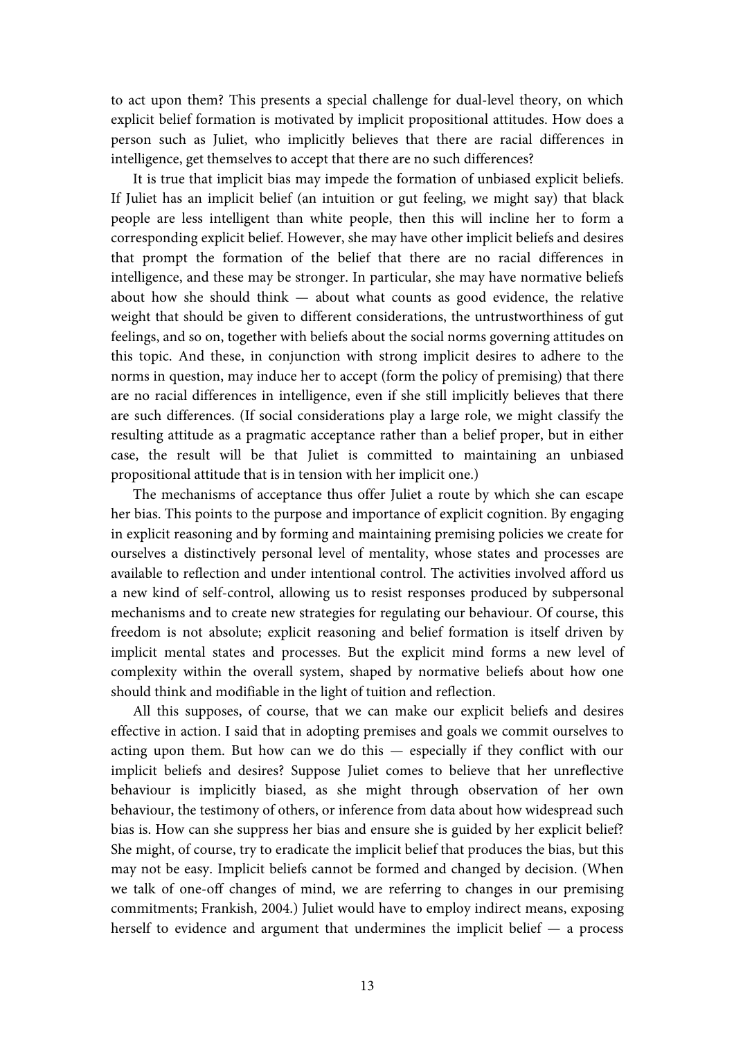to act upon them? This presents a special challenge for dual-level theory, on which explicit belief formation is motivated by implicit propositional attitudes. How does a person such as Juliet, who implicitly believes that there are racial differences in intelligence, get themselves to accept that there are no such differences?

It is true that implicit bias may impede the formation of unbiased explicit beliefs. If Juliet has an implicit belief (an intuition or gut feeling, we might say) that black people are less intelligent than white people, then this will incline her to form a corresponding explicit belief. However, she may have other implicit beliefs and desires that prompt the formation of the belief that there are no racial differences in intelligence, and these may be stronger. In particular, she may have normative beliefs about how she should think — about what counts as good evidence, the relative weight that should be given to different considerations, the untrustworthiness of gut feelings, and so on, together with beliefs about the social norms governing attitudes on this topic. And these, in conjunction with strong implicit desires to adhere to the norms in question, may induce her to accept (form the policy of premising) that there are no racial differences in intelligence, even if she still implicitly believes that there are such differences. (If social considerations play a large role, we might classify the resulting attitude as a pragmatic acceptance rather than a belief proper, but in either case, the result will be that Juliet is committed to maintaining an unbiased propositional attitude that is in tension with her implicit one.)

The mechanisms of acceptance thus offer Juliet a route by which she can escape her bias. This points to the purpose and importance of explicit cognition. By engaging in explicit reasoning and by forming and maintaining premising policies we create for ourselves a distinctively personal level of mentality, whose states and processes are available to reflection and under intentional control. The activities involved afford us a new kind of self-control, allowing us to resist responses produced by subpersonal mechanisms and to create new strategies for regulating our behaviour. Of course, this freedom is not absolute; explicit reasoning and belief formation is itself driven by implicit mental states and processes. But the explicit mind forms a new level of complexity within the overall system, shaped by normative beliefs about how one should think and modifiable in the light of tuition and reflection.

All this supposes, of course, that we can make our explicit beliefs and desires effective in action. I said that in adopting premises and goals we commit ourselves to acting upon them. But how can we do this — especially if they conflict with our implicit beliefs and desires? Suppose Juliet comes to believe that her unreflective behaviour is implicitly biased, as she might through observation of her own behaviour, the testimony of others, or inference from data about how widespread such bias is. How can she suppress her bias and ensure she is guided by her explicit belief? She might, of course, try to eradicate the implicit belief that produces the bias, but this may not be easy. Implicit beliefs cannot be formed and changed by decision. (When we talk of one-off changes of mind, we are referring to changes in our premising commitments; Frankish, 2004.) Juliet would have to employ indirect means, exposing herself to evidence and argument that undermines the implicit belief — a process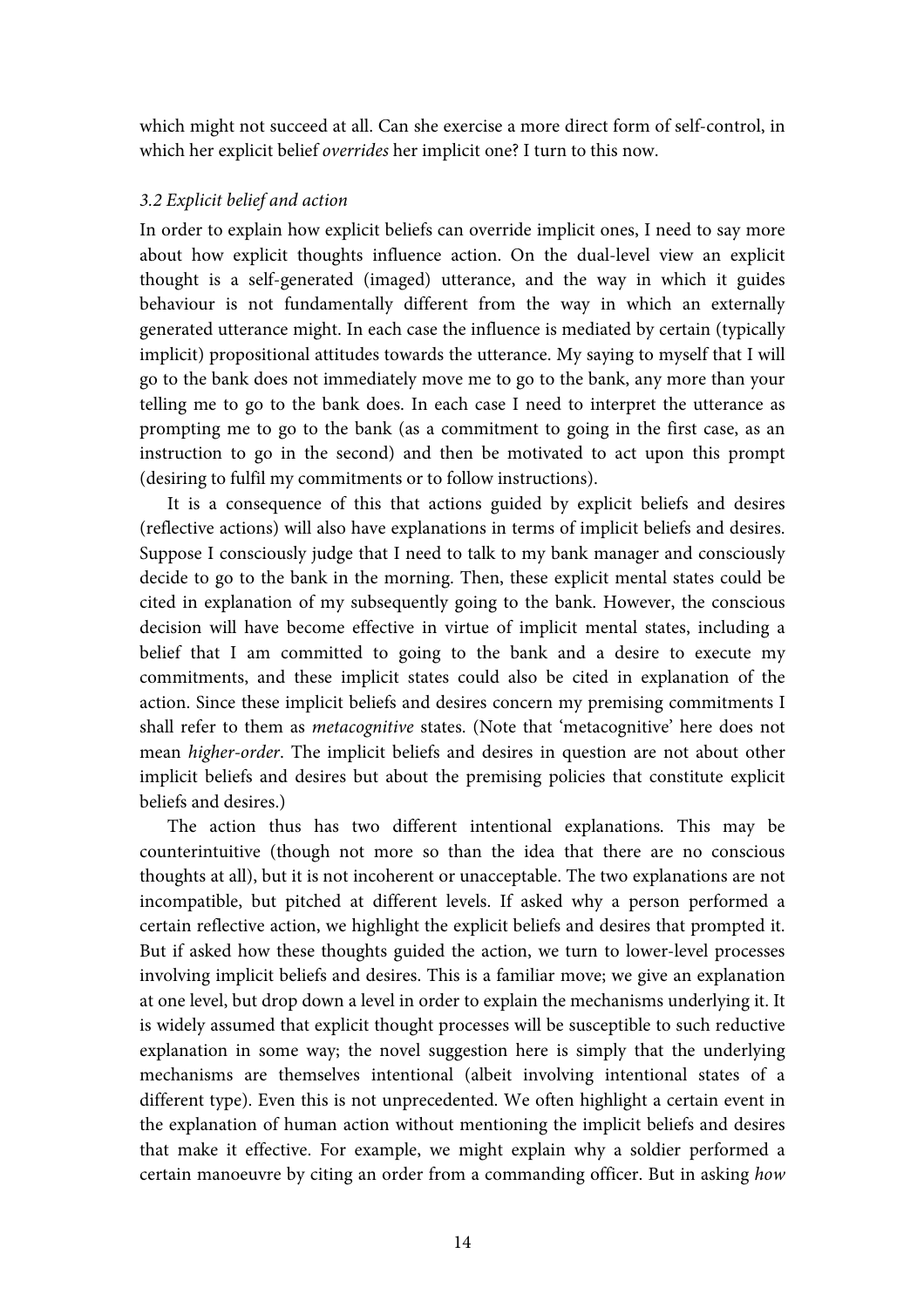which might not succeed at all. Can she exercise a more direct form of self-control, in which her explicit belief *overrides* her implicit one? I turn to this now.

### *3.2 Explicit belief and action*

In order to explain how explicit beliefs can override implicit ones, I need to say more about how explicit thoughts influence action. On the dual-level view an explicit thought is a self-generated (imaged) utterance, and the way in which it guides behaviour is not fundamentally different from the way in which an externally generated utterance might. In each case the influence is mediated by certain (typically implicit) propositional attitudes towards the utterance. My saying to myself that I will go to the bank does not immediately move me to go to the bank, any more than your telling me to go to the bank does. In each case I need to interpret the utterance as prompting me to go to the bank (as a commitment to going in the first case, as an instruction to go in the second) and then be motivated to act upon this prompt (desiring to fulfil my commitments or to follow instructions).

It is a consequence of this that actions guided by explicit beliefs and desires (reflective actions) will also have explanations in terms of implicit beliefs and desires. Suppose I consciously judge that I need to talk to my bank manager and consciously decide to go to the bank in the morning. Then, these explicit mental states could be cited in explanation of my subsequently going to the bank. However, the conscious decision will have become effective in virtue of implicit mental states, including a belief that I am committed to going to the bank and a desire to execute my commitments, and these implicit states could also be cited in explanation of the action. Since these implicit beliefs and desires concern my premising commitments I shall refer to them as *metacognitive* states. (Note that 'metacognitive' here does not mean *higher-order*. The implicit beliefs and desires in question are not about other implicit beliefs and desires but about the premising policies that constitute explicit beliefs and desires.)

The action thus has two different intentional explanations. This may be counterintuitive (though not more so than the idea that there are no conscious thoughts at all), but it is not incoherent or unacceptable. The two explanations are not incompatible, but pitched at different levels. If asked why a person performed a certain reflective action, we highlight the explicit beliefs and desires that prompted it. But if asked how these thoughts guided the action, we turn to lower-level processes involving implicit beliefs and desires. This is a familiar move; we give an explanation at one level, but drop down a level in order to explain the mechanisms underlying it. It is widely assumed that explicit thought processes will be susceptible to such reductive explanation in some way; the novel suggestion here is simply that the underlying mechanisms are themselves intentional (albeit involving intentional states of a different type). Even this is not unprecedented. We often highlight a certain event in the explanation of human action without mentioning the implicit beliefs and desires that make it effective. For example, we might explain why a soldier performed a certain manoeuvre by citing an order from a commanding officer. But in asking *how*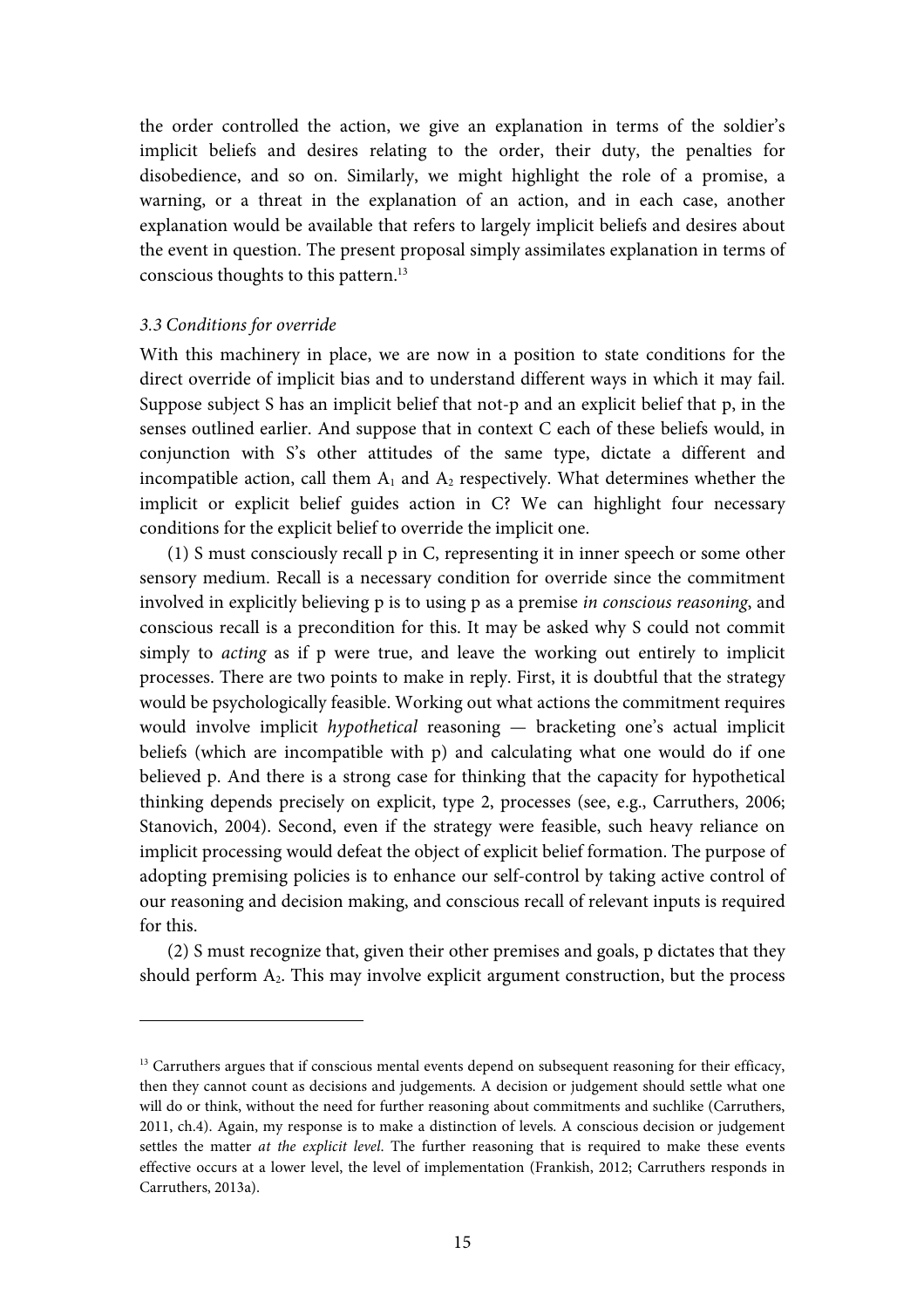the order controlled the action, we give an explanation in terms of the soldier's implicit beliefs and desires relating to the order, their duty, the penalties for disobedience, and so on. Similarly, we might highlight the role of a promise, a warning, or a threat in the explanation of an action, and in each case, another explanation would be available that refers to largely implicit beliefs and desires about the event in question. The present proposal simply assimilates explanation in terms of conscious thoughts to this pattern.[13]

### *3.3 Conditions for override*

With this machinery in place, we are now in a position to state conditions for the direct override of implicit bias and to understand different ways in which it may fail. Suppose subject S has an implicit belief that not-p and an explicit belief that p, in the senses outlined earlier. And suppose that in context C each of these beliefs would, in conjunction with S's other attitudes of the same type, dictate a different and incompatible action, call them $A_1$ and $A_2$ respectively. What determines whether the implicit or explicit belief guides action in C? We can highlight four necessary conditions for the explicit belief to override the implicit one.

(1) S must consciously recall p in C, representing it in inner speech or some other sensory medium. Recall is a necessary condition for override since the commitment involved in explicitly believing p is to using p as a premise *in conscious reasoning*, and conscious recall is a precondition for this. It may be asked why S could not commit simply to *acting* as if p were true, and leave the working out entirely to implicit processes. There are two points to make in reply. First, it is doubtful that the strategy would be psychologically feasible. Working out what actions the commitment requires would involve implicit *hypothetical* reasoning — bracketing one's actual implicit beliefs (which are incompatible with p) and calculating what one would do if one believed p. And there is a strong case for thinking that the capacity for hypothetical thinking depends precisely on explicit, type 2, processes (see, e.g., Carruthers, 2006; Stanovich, 2004). Second, even if the strategy were feasible, such heavy reliance on implicit processing would defeat the object of explicit belief formation. The purpose of adopting premising policies is to enhance our self-control by taking active control of our reasoning and decision making, and conscious recall of relevant inputs is required for this.

(2) S must recognize that, given their other premises and goals, p dictates that they should perform $A_2$. This may involve explicit argument construction, but the process

---

[13] Carruthers argues that if conscious mental events depend on subsequent reasoning for their efficacy, then they cannot count as decisions and judgements. A decision or judgement should settle what one will do or think, without the need for further reasoning about commitments and suchlike (Carruthers, 2011, ch.4). Again, my response is to make a distinction of levels. A conscious decision or judgement settles the matter *at the explicit level*. The further reasoning that is required to make these events effective occurs at a lower level, the level of implementation (Frankish, 2012; Carruthers responds in Carruthers, 2013a).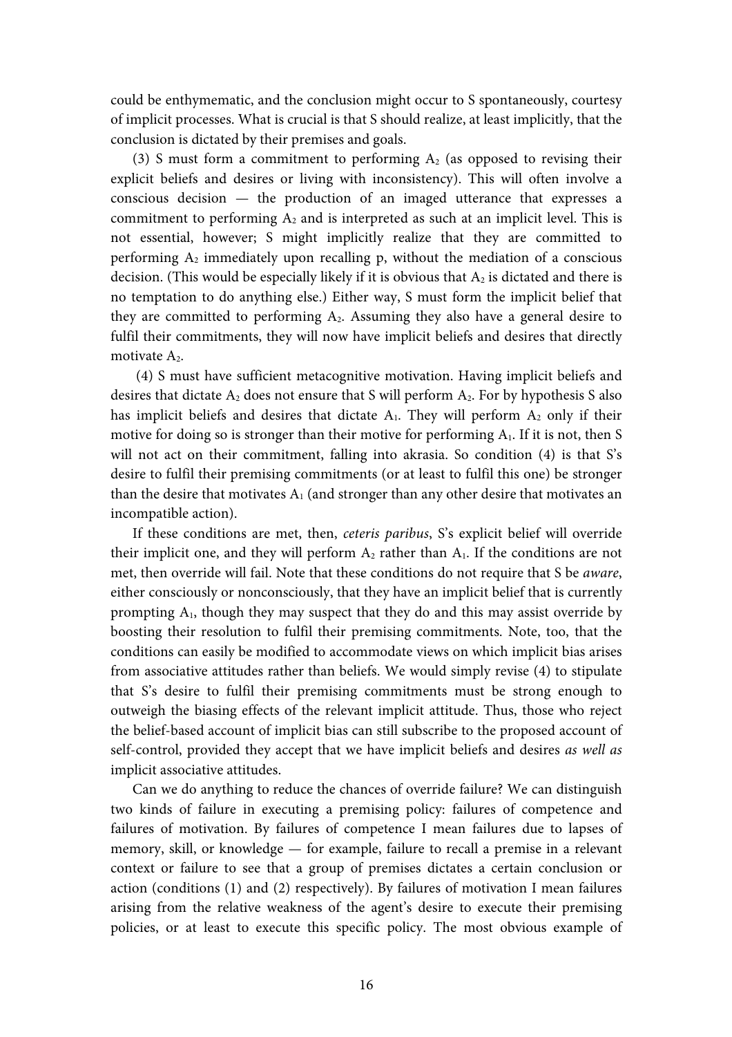could be enthymematic, and the conclusion might occur to S spontaneously, courtesy of implicit processes. What is crucial is that S should realize, at least implicitly, that the conclusion is dictated by their premises and goals.

(3) S must form a commitment to performing $A_2$ (as opposed to revising their explicit beliefs and desires or living with inconsistency). This will often involve a conscious decision — the production of an imaged utterance that expresses a commitment to performing $A_2$ and is interpreted as such at an implicit level. This is not essential, however; S might implicitly realize that they are committed to performing $A_2$ immediately upon recalling p, without the mediation of a conscious decision. (This would be especially likely if it is obvious that $A_2$ is dictated and there is no temptation to do anything else.) Either way, S must form the implicit belief that they are committed to performing $A_2$. Assuming they also have a general desire to fulfil their commitments, they will now have implicit beliefs and desires that directly motivate $A_2$.

(4) S must have sufficient metacognitive motivation. Having implicit beliefs and desires that dictate $A_2$ does not ensure that S will perform $A_2$. For by hypothesis S also has implicit beliefs and desires that dictate $A_1$. They will perform $A_2$ only if their motive for doing so is stronger than their motive for performing $A_1$. If it is not, then S will not act on their commitment, falling into akrasia. So condition (4) is that S's desire to fulfil their premising commitments (or at least to fulfil this one) be stronger than the desire that motivates $A_1$ (and stronger than any other desire that motivates an incompatible action).

If these conditions are met, then, *ceteris paribus*, S's explicit belief will override their implicit one, and they will perform $A_2$ rather than $A_1$. If the conditions are not met, then override will fail. Note that these conditions do not require that S be *aware*, either consciously or nonconsciously, that they have an implicit belief that is currently prompting $A_1$, though they may suspect that they do and this may assist override by boosting their resolution to fulfil their premising commitments. Note, too, that the conditions can easily be modified to accommodate views on which implicit bias arises from associative attitudes rather than beliefs. We would simply revise (4) to stipulate that S's desire to fulfil their premising commitments must be strong enough to outweigh the biasing effects of the relevant implicit attitude. Thus, those who reject the belief-based account of implicit bias can still subscribe to the proposed account of self-control, provided they accept that we have implicit beliefs and desires *as well as* implicit associative attitudes.

Can we do anything to reduce the chances of override failure? We can distinguish two kinds of failure in executing a premising policy: failures of competence and failures of motivation. By failures of competence I mean failures due to lapses of memory, skill, or knowledge — for example, failure to recall a premise in a relevant context or failure to see that a group of premises dictates a certain conclusion or action (conditions (1) and (2) respectively). By failures of motivation I mean failures arising from the relative weakness of the agent's desire to execute their premising policies, or at least to execute this specific policy. The most obvious example of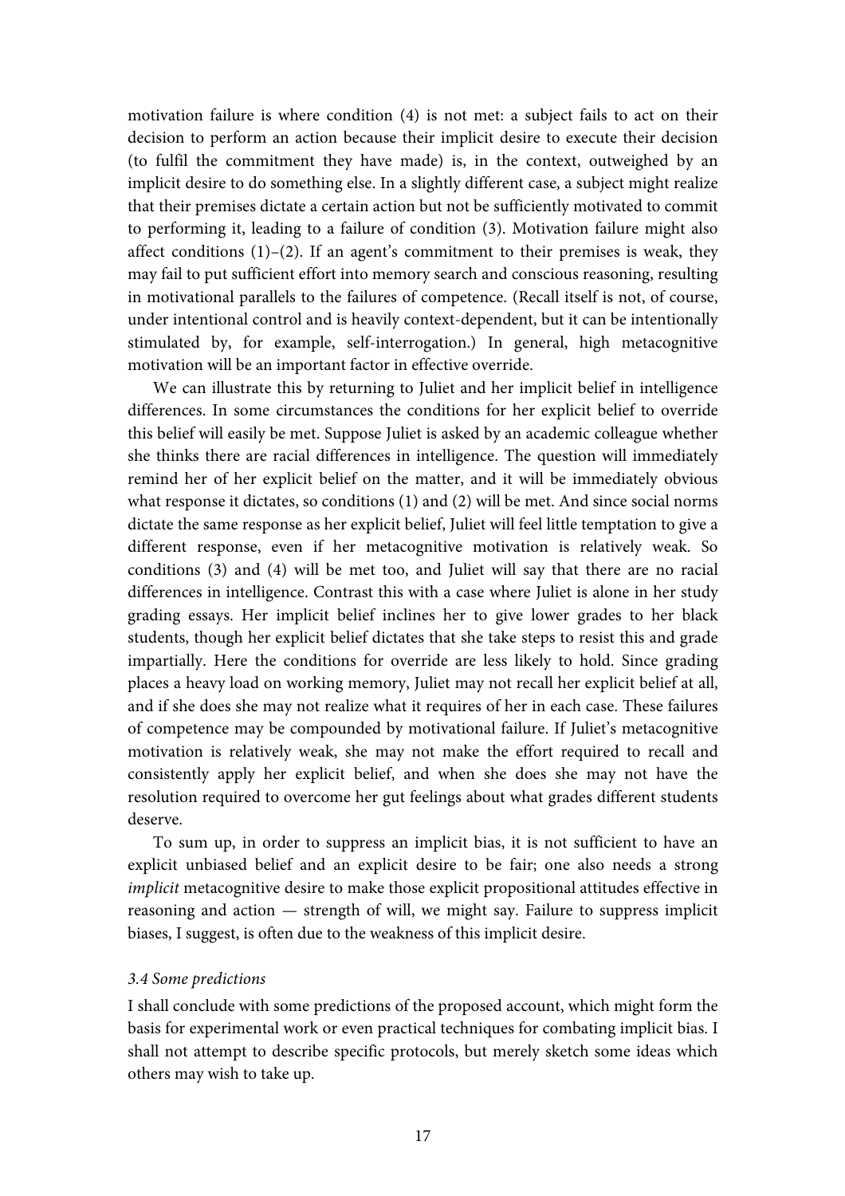motivation failure is where condition (4) is not met: a subject fails to act on their decision to perform an action because their implicit desire to execute their decision (to fulfil the commitment they have made) is, in the context, outweighed by an implicit desire to do something else. In a slightly different case, a subject might realize that their premises dictate a certain action but not be sufficiently motivated to commit to performing it, leading to a failure of condition (3). Motivation failure might also affect conditions (1)–(2). If an agent's commitment to their premises is weak, they may fail to put sufficient effort into memory search and conscious reasoning, resulting in motivational parallels to the failures of competence. (Recall itself is not, of course, under intentional control and is heavily context-dependent, but it can be intentionally stimulated by, for example, self-interrogation.) In general, high metacognitive motivation will be an important factor in effective override.

We can illustrate this by returning to Juliet and her implicit belief in intelligence differences. In some circumstances the conditions for her explicit belief to override this belief will easily be met. Suppose Juliet is asked by an academic colleague whether she thinks there are racial differences in intelligence. The question will immediately remind her of her explicit belief on the matter, and it will be immediately obvious what response it dictates, so conditions (1) and (2) will be met. And since social norms dictate the same response as her explicit belief, Juliet will feel little temptation to give a different response, even if her metacognitive motivation is relatively weak. So conditions (3) and (4) will be met too, and Juliet will say that there are no racial differences in intelligence. Contrast this with a case where Juliet is alone in her study grading essays. Her implicit belief inclines her to give lower grades to her black students, though her explicit belief dictates that she take steps to resist this and grade impartially. Here the conditions for override are less likely to hold. Since grading places a heavy load on working memory, Juliet may not recall her explicit belief at all, and if she does she may not realize what it requires of her in each case. These failures of competence may be compounded by motivational failure. If Juliet's metacognitive motivation is relatively weak, she may not make the effort required to recall and consistently apply her explicit belief, and when she does she may not have the resolution required to overcome her gut feelings about what grades different students deserve.

To sum up, in order to suppress an implicit bias, it is not sufficient to have an explicit unbiased belief and an explicit desire to be fair; one also needs a strong *implicit* metacognitive desire to make those explicit propositional attitudes effective in reasoning and action — strength of will, we might say. Failure to suppress implicit biases, I suggest, is often due to the weakness of this implicit desire.

### *3.4 Some predictions*

I shall conclude with some predictions of the proposed account, which might form the basis for experimental work or even practical techniques for combating implicit bias. I shall not attempt to describe specific protocols, but merely sketch some ideas which others may wish to take up.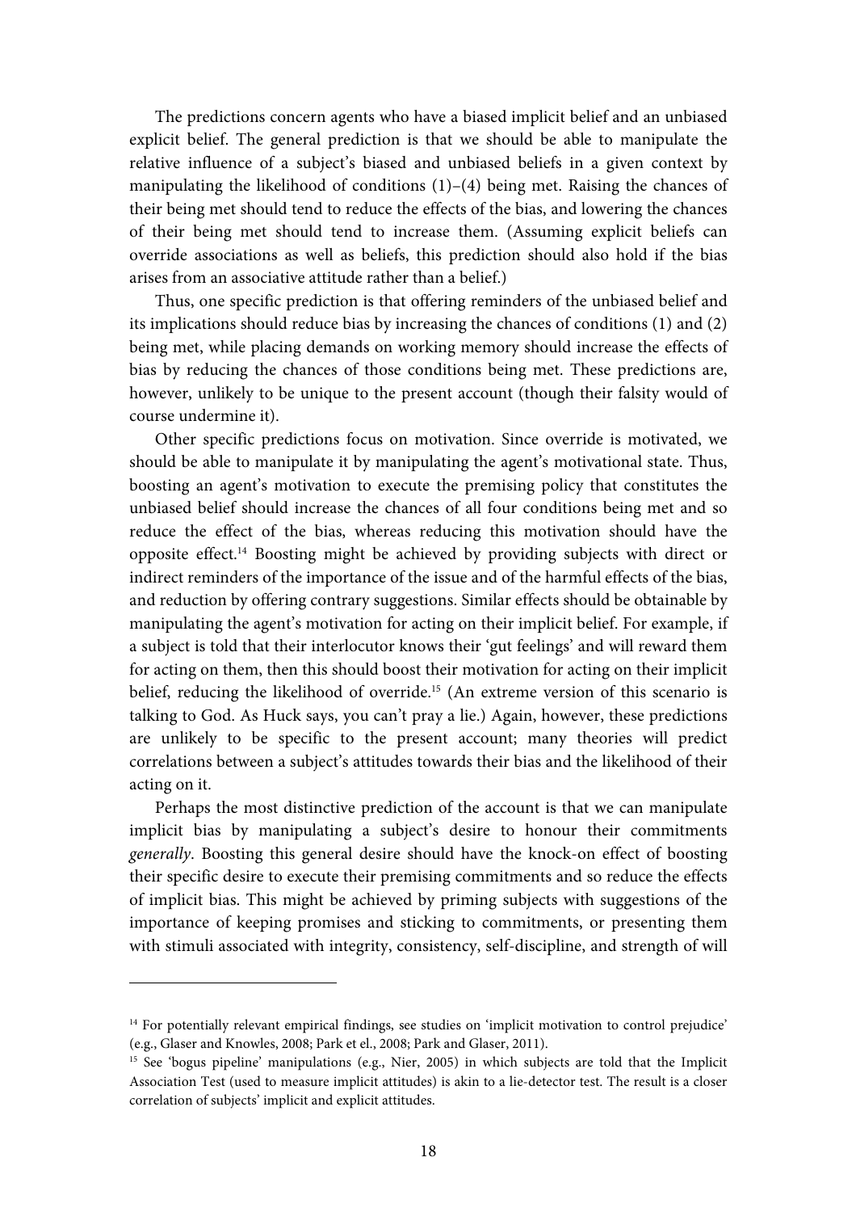The predictions concern agents who have a biased implicit belief and an unbiased explicit belief. The general prediction is that we should be able to manipulate the relative influence of a subject's biased and unbiased beliefs in a given context by manipulating the likelihood of conditions (1)–(4) being met. Raising the chances of their being met should tend to reduce the effects of the bias, and lowering the chances of their being met should tend to increase them. (Assuming explicit beliefs can override associations as well as beliefs, this prediction should also hold if the bias arises from an associative attitude rather than a belief.)

Thus, one specific prediction is that offering reminders of the unbiased belief and its implications should reduce bias by increasing the chances of conditions (1) and (2) being met, while placing demands on working memory should increase the effects of bias by reducing the chances of those conditions being met. These predictions are, however, unlikely to be unique to the present account (though their falsity would of course undermine it).

Other specific predictions focus on motivation. Since override is motivated, we should be able to manipulate it by manipulating the agent's motivational state. Thus, boosting an agent's motivation to execute the premising policy that constitutes the unbiased belief should increase the chances of all four conditions being met and so reduce the effect of the bias, whereas reducing this motivation should have the opposite effect.[14] Boosting might be achieved by providing subjects with direct or indirect reminders of the importance of the issue and of the harmful effects of the bias, and reduction by offering contrary suggestions. Similar effects should be obtainable by manipulating the agent's motivation for acting on their implicit belief. For example, if a subject is told that their interlocutor knows their 'gut feelings' and will reward them for acting on them, then this should boost their motivation for acting on their implicit belief, reducing the likelihood of override.[15] (An extreme version of this scenario is talking to God. As Huck says, you can't pray a lie.) Again, however, these predictions are unlikely to be specific to the present account; many theories will predict correlations between a subject's attitudes towards their bias and the likelihood of their acting on it.

Perhaps the most distinctive prediction of the account is that we can manipulate implicit bias by manipulating a subject's desire to honour their commitments *generally*. Boosting this general desire should have the knock-on effect of boosting their specific desire to execute their premising commitments and so reduce the effects of implicit bias. This might be achieved by priming subjects with suggestions of the importance of keeping promises and sticking to commitments, or presenting them with stimuli associated with integrity, consistency, self-discipline, and strength of will

---

[14] For potentially relevant empirical findings, see studies on 'implicit motivation to control prejudice' (e.g., Glaser and Knowles, 2008; Park et al., 2008; Park and Glaser, 2011).

[15] See 'bogus pipeline' manipulations (e.g., Nier, 2005) in which subjects are told that the Implicit Association Test (used to measure implicit attitudes) is akin to a lie-detector test. The result is a closer correlation of subjects' implicit and explicit attitudes.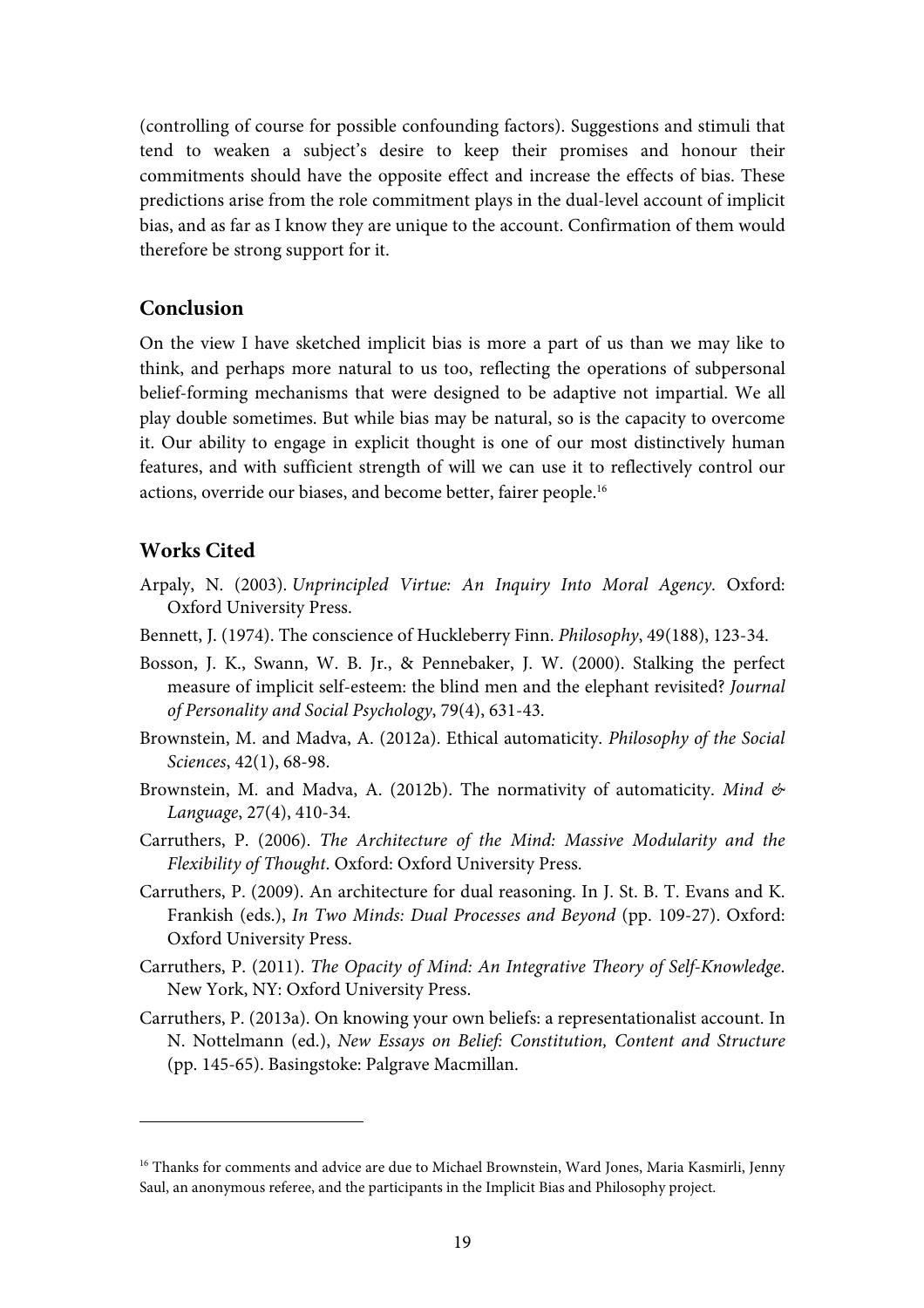(controlling of course for possible confounding factors). Suggestions and stimuli that tend to weaken a subject's desire to keep their promises and honour their commitments should have the opposite effect and increase the effects of bias. These predictions arise from the role commitment plays in the dual-level account of implicit bias, and as far as I know they are unique to the account. Confirmation of them would therefore be strong support for it.

## Conclusion

On the view I have sketched implicit bias is more a part of us than we may like to think, and perhaps more natural to us too, reflecting the operations of subpersonal belief-forming mechanisms that were designed to be adaptive not impartial. We all play double sometimes. But while bias may be natural, so is the capacity to overcome it. Our ability to engage in explicit thought is one of our most distinctively human features, and with sufficient strength of will we can use it to reflectively control our actions, override our biases, and become better, fairer people.[16]

## Works Cited

Arpaly, N. (2003). *Unprincipled Virtue: An Inquiry Into Moral Agency*. Oxford: Oxford University Press.

Bennett, J. (1974). The conscience of Huckleberry Finn. *Philosophy*, 49(188), 123-34.

Bosson, J. K., Swann, W. B. Jr., & Pennebaker, J. W. (2000). Stalking the perfect measure of implicit self-esteem: the blind men and the elephant revisited? *Journal of Personality and Social Psychology*, 79(4), 631-43.

Brownstein, M. and Madva, A. (2012a). Ethical automaticity. *Philosophy of the Social Sciences*, 42(1), 68-98.

Brownstein, M. and Madva, A. (2012b). The normativity of automaticity. *Mind & Language*, 27(4), 410-34.

Carruthers, P. (2006). *The Architecture of the Mind: Massive Modularity and the Flexibility of Thought*. Oxford: Oxford University Press.

Carruthers, P. (2009). An architecture for dual reasoning. In J. St. B. T. Evans and K. Frankish (eds.), *In Two Minds: Dual Processes and Beyond* (pp. 109-27). Oxford: Oxford University Press.

Carruthers, P. (2011). *The Opacity of Mind: An Integrative Theory of Self-Knowledge*. New York, NY: Oxford University Press.

Carruthers, P. (2013a). On knowing your own beliefs: a representationalist account. In N. Nottelmann (ed.), *New Essays on Belief: Constitution, Content and Structure* (pp. 145-65). Basingstoke: Palgrave Macmillan.

---

[16] Thanks for comments and advice are due to Michael Brownstein, Ward Jones, Maria Kasmirli, Jenny Saul, an anonymous referee, and the participants in the Implicit Bias and Philosophy project.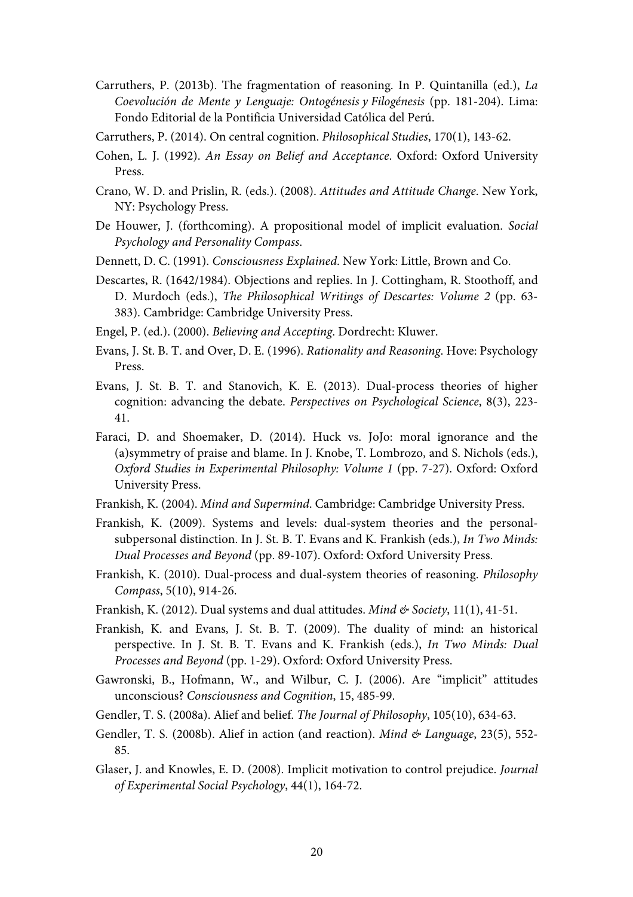Carruthers, P. (2013b). The fragmentation of reasoning. In P. Quintanilla (ed.), *La Coevolución de Mente y Lenguaje: Ontogénesis y Filogénesis* (pp. 181-204). Lima: Fondo Editorial de la Pontificia Universidad Católica del Perú.

Carruthers, P. (2014). On central cognition. *Philosophical Studies*, 170(1), 143-62.

Cohen, L. J. (1992). *An Essay on Belief and Acceptance*. Oxford: Oxford University Press.

Crano, W. D. and Prislin, R. (eds.). (2008). *Attitudes and Attitude Change*. New York, NY: Psychology Press.

De Houwer, J. (forthcoming). A propositional model of implicit evaluation. *Social Psychology and Personality Compass*.

Dennett, D. C. (1991). *Consciousness Explained*. New York: Little, Brown and Co.

Descartes, R. (1642/1984). Objections and replies. In J. Cottingham, R. Stoothoff, and D. Murdoch (eds.), *The Philosophical Writings of Descartes: Volume 2* (pp. 63-383). Cambridge: Cambridge University Press.

Engel, P. (ed.). (2000). *Believing and Accepting*. Dordrecht: Kluwer.

Evans, J. St. B. T. and Over, D. E. (1996). *Rationality and Reasoning*. Hove: Psychology Press.

Evans, J. St. B. T. and Stanovich, K. E. (2013). Dual-process theories of higher cognition: advancing the debate. *Perspectives on Psychological Science*, 8(3), 223-41.

Faraci, D. and Shoemaker, D. (2014). Huck vs. JoJo: moral ignorance and the (a)symmetry of praise and blame. In J. Knobe, T. Lombrozo, and S. Nichols (eds.), *Oxford Studies in Experimental Philosophy: Volume 1* (pp. 7-27). Oxford: Oxford University Press.

Frankish, K. (2004). *Mind and Supermind*. Cambridge: Cambridge University Press.

Frankish, K. (2009). Systems and levels: dual-system theories and the personal-subpersonal distinction. In J. St. B. T. Evans and K. Frankish (eds.), *In Two Minds: Dual Processes and Beyond* (pp. 89-107). Oxford: Oxford University Press.

Frankish, K. (2010). Dual-process and dual-system theories of reasoning. *Philosophy Compass*, 5(10), 914-26.

Frankish, K. (2012). Dual systems and dual attitudes. *Mind & Society*, 11(1), 41-51.

Frankish, K. and Evans, J. St. B. T. (2009). The duality of mind: an historical perspective. In J. St. B. T. Evans and K. Frankish (eds.), *In Two Minds: Dual Processes and Beyond* (pp. 1-29). Oxford: Oxford University Press.

Gawronski, B., Hofmann, W., and Wilbur, C. J. (2006). Are "implicit" attitudes unconscious? *Consciousness and Cognition*, 15, 485-99.

Gendler, T. S. (2008a). Alief and belief. *The Journal of Philosophy*, 105(10), 634-63.

Gendler, T. S. (2008b). Alief in action (and reaction). *Mind & Language*, 23(5), 552-85.

Glaser, J. and Knowles, E. D. (2008). Implicit motivation to control prejudice. *Journal of Experimental Social Psychology*, 44(1), 164-72.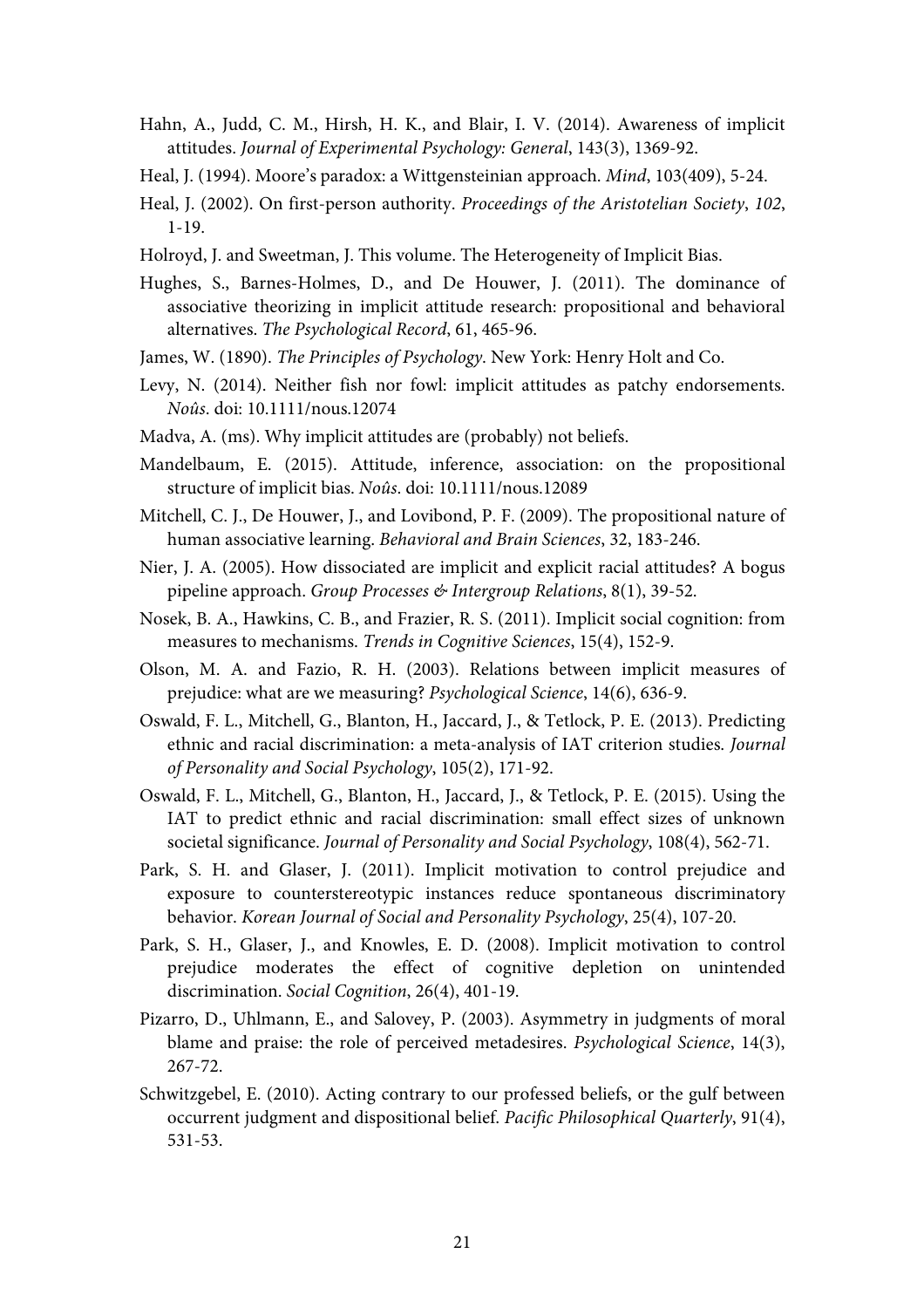Hahn, A., Judd, C. M., Hirsh, H. K., and Blair, I. V. (2014). Awareness of implicit attitudes. *Journal of Experimental Psychology: General*, 143(3), 1369-92.

Heal, J. (1994). Moore's paradox: a Wittgensteinian approach. *Mind*, 103(409), 5-24.

Heal, J. (2002). On first-person authority. *Proceedings of the Aristotelian Society*, *102*, 1-19.

Holroyd, J. and Sweetman, J. This volume. The Heterogeneity of Implicit Bias.

Hughes, S., Barnes-Holmes, D., and De Houwer, J. (2011). The dominance of associative theorizing in implicit attitude research: propositional and behavioral alternatives. *The Psychological Record*, 61, 465-96.

James, W. (1890). *The Principles of Psychology*. New York: Henry Holt and Co.

Levy, N. (2014). Neither fish nor fowl: implicit attitudes as patchy endorsements. *Noûs*. doi: 10.1111/nous.12074

Madva, A. (ms). Why implicit attitudes are (probably) not beliefs.

Mandelbaum, E. (2015). Attitude, inference, association: on the propositional structure of implicit bias. *Noûs*. doi: 10.1111/nous.12089

Mitchell, C. J., De Houwer, J., and Lovibond, P. F. (2009). The propositional nature of human associative learning. *Behavioral and Brain Sciences*, 32, 183-246.

Nier, J. A. (2005). How dissociated are implicit and explicit racial attitudes? A bogus pipeline approach. *Group Processes & Intergroup Relations*, 8(1), 39-52.

Nosek, B. A., Hawkins, C. B., and Frazier, R. S. (2011). Implicit social cognition: from measures to mechanisms. *Trends in Cognitive Sciences*, 15(4), 152-9.

Olson, M. A. and Fazio, R. H. (2003). Relations between implicit measures of prejudice: what are we measuring? *Psychological Science*, 14(6), 636-9.

Oswald, F. L., Mitchell, G., Blanton, H., Jaccard, J., & Tetlock, P. E. (2013). Predicting ethnic and racial discrimination: a meta-analysis of IAT criterion studies. *Journal of Personality and Social Psychology*, 105(2), 171-92.

Oswald, F. L., Mitchell, G., Blanton, H., Jaccard, J., & Tetlock, P. E. (2015). Using the IAT to predict ethnic and racial discrimination: small effect sizes of unknown societal significance. *Journal of Personality and Social Psychology*, 108(4), 562-71.

Park, S. H. and Glaser, J. (2011). Implicit motivation to control prejudice and exposure to counterstereotypic instances reduce spontaneous discriminatory behavior. *Korean Journal of Social and Personality Psychology*, 25(4), 107-20.

Park, S. H., Glaser, J., and Knowles, E. D. (2008). Implicit motivation to control prejudice moderates the effect of cognitive depletion on unintended discrimination. *Social Cognition*, 26(4), 401-19.

Pizarro, D., Uhlmann, E., and Salovey, P. (2003). Asymmetry in judgments of moral blame and praise: the role of perceived metadesires. *Psychological Science*, 14(3), 267-72.

Schwitzgebel, E. (2010). Acting contrary to our professed beliefs, or the gulf between occurrent judgment and dispositional belief. *Pacific Philosophical Quarterly*, 91(4), 531-53.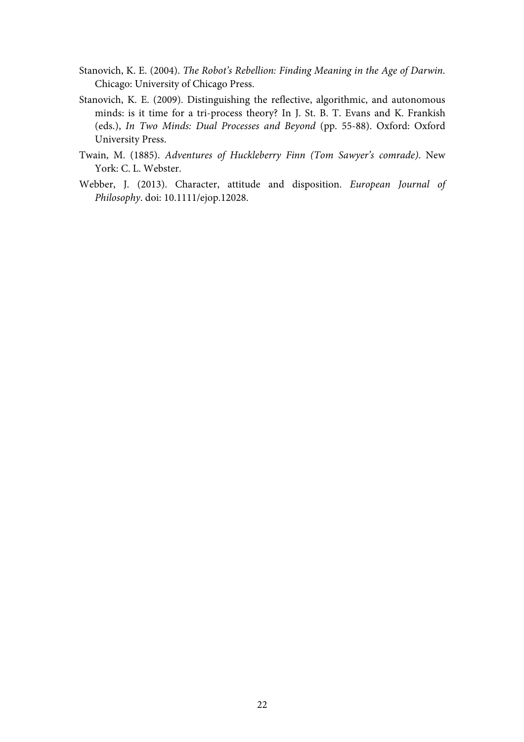Stanovich, K. E. (2004). *The Robot's Rebellion: Finding Meaning in the Age of Darwin*. Chicago: University of Chicago Press.

Stanovich, K. E. (2009). Distinguishing the reflective, algorithmic, and autonomous minds: is it time for a tri-process theory? In J. St. B. T. Evans and K. Frankish (eds.), *In Two Minds: Dual Processes and Beyond* (pp. 55-88). Oxford: Oxford University Press.

Twain, M. (1885). *Adventures of Huckleberry Finn (Tom Sawyer's comrade)*. New York: C. L. Webster.

Webber, J. (2013). Character, attitude and disposition. *European Journal of Philosophy*. doi: 10.1111/ejop.12028.